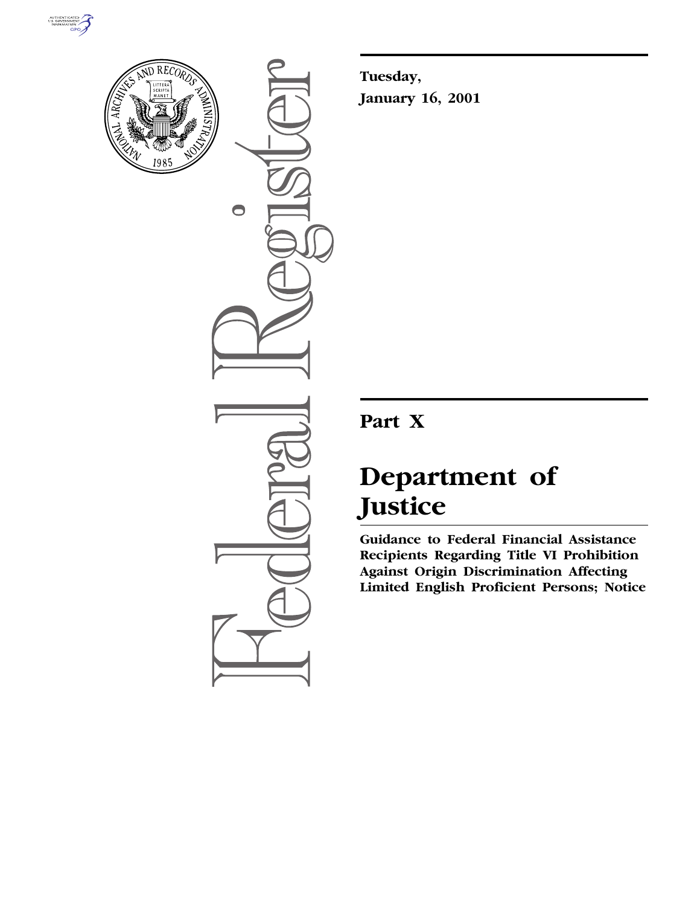Tuesday,

January 16, 2001

# Part X

# Department of Justice

**Guidance to Federal Financial Assistance Recipients Regarding Title VI Prohibition Against Origin Discrimination Affecting Limited English Proficient Persons; Notice**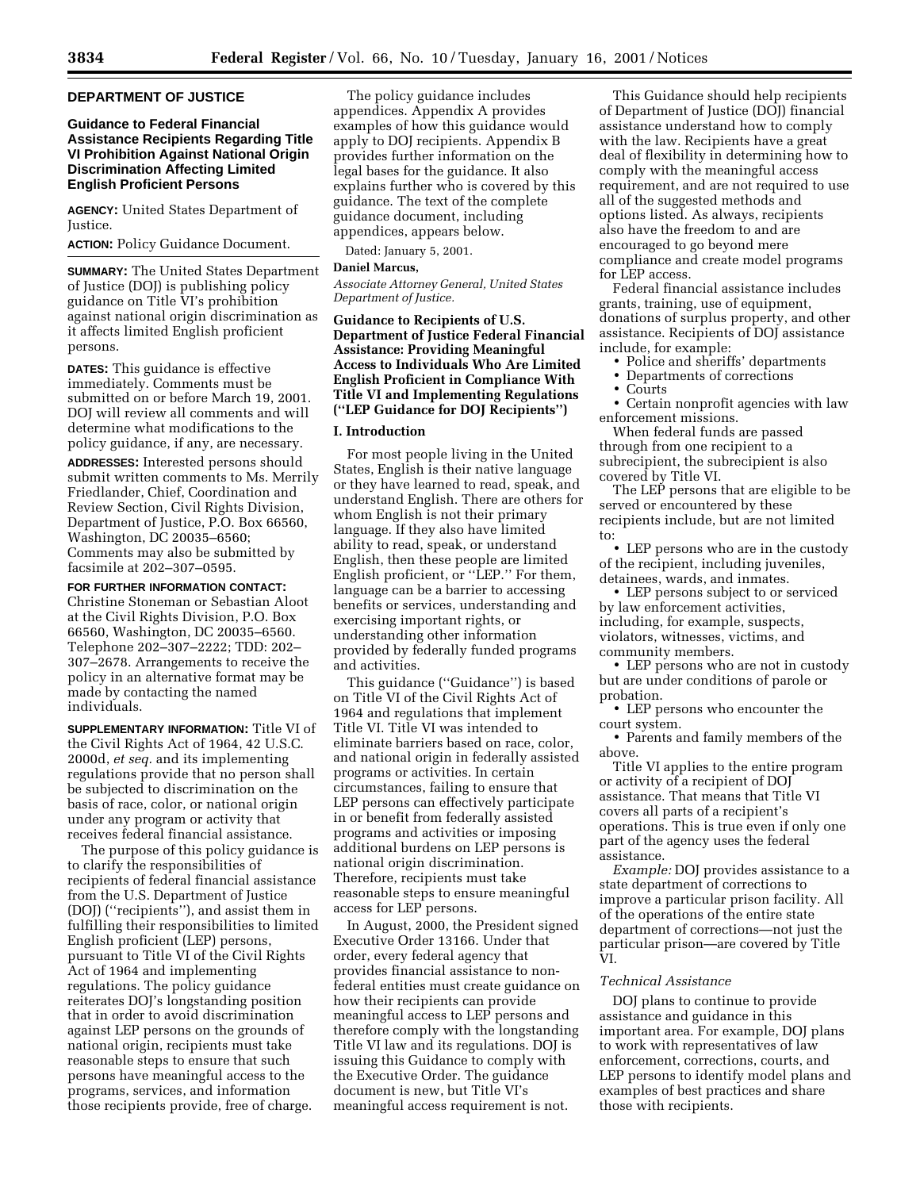## DEPARTMENT OF JUSTICE

### Guidance to Federal Financial Assistance Recipients Regarding Title VI Prohibition Against National Origin Discrimination Affecting Limited English Proficient Persons

**AGENCY:** United States Department of Justice.

**ACTION:** Policy Guidance Document.

**SUMMARY:** The United States Department of Justice (DOJ) is publishing policy guidance on Title VI's prohibition against national origin discrimination as it affects limited English proficient persons.

**DATES:** This guidance is effective immediately. Comments must be submitted on or before March 19, 2001. DOJ will review all comments and will determine what modifications to the policy guidance, if any, are necessary.

**ADDRESSES:** Interested persons should submit written comments to Ms. Merrily Friedlander, Chief, Coordination and Review Section, Civil Rights Division, Department of Justice, P.O. Box 66560, Washington, DC 20035–6560; Comments may also be submitted by facsimile at 202–307–0595.

**FOR FURTHER INFORMATION CONTACT:** Christine Stoneman or Sebastian Aloot at the Civil Rights Division, P.O. Box 66560, Washington, DC 20035–6560. Telephone 202–307–2222; TDD: 202–307–2678. Arrangements to receive the policy in an alternative format may be made by contacting the named individuals.

**SUPPLEMENTARY INFORMATION:** Title VI of the Civil Rights Act of 1964, 42 U.S.C. 2000d, *et seq.* and its implementing regulations provide that no person shall be subjected to discrimination on the basis of race, color, or national origin under any program or activity that receives federal financial assistance.

The purpose of this policy guidance is to clarify the responsibilities of recipients of federal financial assistance from the U.S. Department of Justice (DOJ) (''recipients''), and assist them in fulfilling their responsibilities to limited English proficient (LEP) persons, pursuant to Title VI of the Civil Rights Act of 1964 and implementing regulations. The policy guidance reiterates DOJ's longstanding position that in order to avoid discrimination against LEP persons on the grounds of national origin, recipients must take reasonable steps to ensure that such persons have meaningful access to the programs, services, and information those recipients provide, free of charge.

The policy guidance includes appendices. Appendix A provides examples of how this guidance would apply to DOJ recipients. Appendix B provides further information on the legal bases for the guidance. It also explains further who is covered by this guidance. The text of the complete guidance document, including appendices, appears below.

Dated: January 5, 2001.

**Daniel Marcus,**

*Associate Attorney General, United States Department of Justice.*

### Guidance to Recipients of U.S. Department of Justice Federal Financial Assistance: Providing Meaningful Access to Individuals Who Are Limited English Proficient in Compliance With Title VI and Implementing Regulations (''LEP Guidance for DOJ Recipients'')

#### I. Introduction

For most people living in the United States, English is their native language or they have learned to read, speak, and understand English. There are others for whom English is not their primary language. If they also have limited ability to read, speak, or understand English, then these people are limited English proficient, or ''LEP.'' For them, language can be a barrier to accessing benefits or services, understanding and exercising important rights, or understanding other information provided by federally funded programs and activities.

This guidance (''Guidance'') is based on Title VI of the Civil Rights Act of 1964 and regulations that implement Title VI. Title VI was intended to eliminate barriers based on race, color, and national origin in federally assisted programs or activities. In certain circumstances, failing to ensure that LEP persons can effectively participate in or benefit from federally assisted programs and activities or imposing additional burdens on LEP persons is national origin discrimination. Therefore, recipients must take reasonable steps to ensure meaningful access for LEP persons.

In August, 2000, the President signed Executive Order 13166. Under that order, every federal agency that provides financial assistance to non-federal entities must create guidance on how their recipients can provide meaningful access to LEP persons and therefore comply with the longstanding Title VI law and its regulations. DOJ is issuing this Guidance to comply with the Executive Order. The guidance document is new, but Title VI's meaningful access requirement is not.

This Guidance should help recipients of Department of Justice (DOJ) financial assistance understand how to comply with the law. Recipients have a great deal of flexibility in determining how to comply with the meaningful access requirement, and are not required to use all of the suggested methods and options listed. As always, recipients also have the freedom to and are encouraged to go beyond mere compliance and create model programs for LEP access.

Federal financial assistance includes grants, training, use of equipment, donations of surplus property, and other assistance. Recipients of DOJ assistance include, for example:

- Police and sheriffs' departments
- Departments of corrections
- Courts
- Certain nonprofit agencies with law enforcement missions.

When federal funds are passed through from one recipient to a subrecipient, the subrecipient is also covered by Title VI.

The LEP persons that are eligible to be served or encountered by these recipients include, but are not limited to:

- LEP persons who are in the custody of the recipient, including juveniles, detainees, wards, and inmates.
- LEP persons subject to or serviced by law enforcement activities, including, for example, suspects, violators, witnesses, victims, and community members.
- LEP persons who are not in custody but are under conditions of parole or probation.
- LEP persons who encounter the court system.
- Parents and family members of the above.

Title VI applies to the entire program or activity of a recipient of DOJ assistance. That means that Title VI covers all parts of a recipient's operations. This is true even if only one part of the agency uses the federal assistance.

*Example:* DOJ provides assistance to a state department of corrections to improve a particular prison facility. All of the operations of the entire state department of corrections—not just the particular prison—are covered by Title VI.

*Technical Assistance*

DOJ plans to continue to provide assistance and guidance in this important area. For example, DOJ plans to work with representatives of law enforcement, corrections, courts, and LEP persons to identify model plans and examples of best practices and share those with recipients.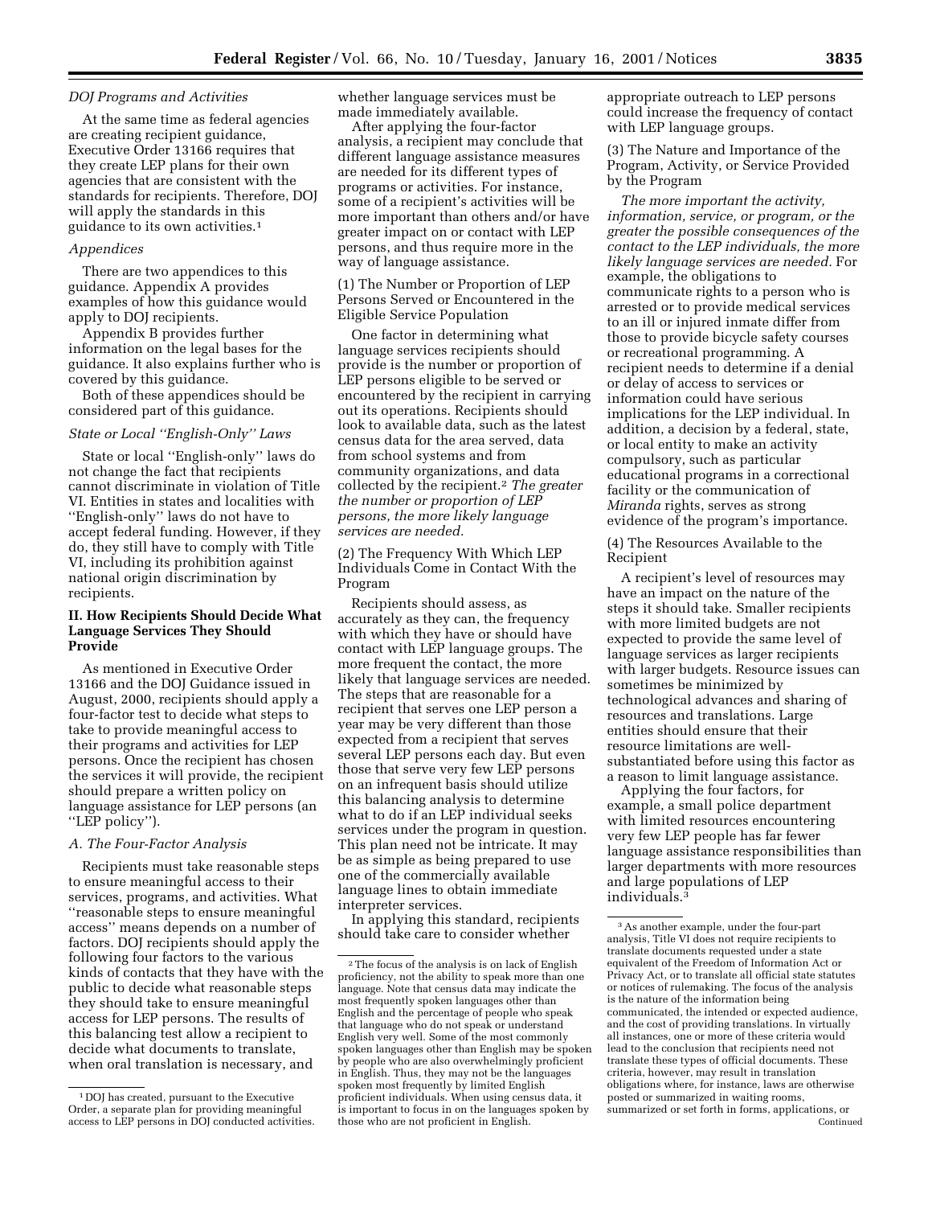*DOJ Programs and Activities*

At the same time as federal agencies are creating recipient guidance, Executive Order 13166 requires that they create LEP plans for their own agencies that are consistent with the standards for recipients. Therefore, DOJ will apply the standards in this guidance to its own activities.[1]

*Appendices*

There are two appendices to this guidance. Appendix A provides examples of how this guidance would apply to DOJ recipients.

Appendix B provides further information on the legal bases for the guidance. It also explains further who is covered by this guidance.

Both of these appendices should be considered part of this guidance.

*State or Local ''English-Only'' Laws*

State or local ''English-only'' laws do not change the fact that recipients cannot discriminate in violation of Title VI. Entities in states and localities with ''English-only'' laws do not have to accept federal funding. However, if they do, they still have to comply with Title VI, including its prohibition against national origin discrimination by recipients.

**II. How Recipients Should Decide What Language Services They Should Provide**

As mentioned in Executive Order 13166 and the DOJ Guidance issued in August, 2000, recipients should apply a four-factor test to decide what steps to take to provide meaningful access to their programs and activities for LEP persons. Once the recipient has chosen the services it will provide, the recipient should prepare a written policy on language assistance for LEP persons (an ''LEP policy'').

*A. The Four-Factor Analysis*

Recipients must take reasonable steps to ensure meaningful access to their services, programs, and activities. What ''reasonable steps to ensure meaningful access'' means depends on a number of factors. DOJ recipients should apply the following four factors to the various kinds of contacts that they have with the public to decide what reasonable steps they should take to ensure meaningful access for LEP persons. The results of this balancing test allow a recipient to decide what documents to translate, when oral translation is necessary, and whether language services must be made immediately available.

After applying the four-factor analysis, a recipient may conclude that different language assistance measures are needed for its different types of programs or activities. For instance, some of a recipient's activities will be more important than others and/or have greater impact on or contact with LEP persons, and thus require more in the way of language assistance.

(1) The Number or Proportion of LEP Persons Served or Encountered in the Eligible Service Population

One factor in determining what language services recipients should provide is the number or proportion of LEP persons eligible to be served or encountered by the recipient in carrying out its operations. Recipients should look to available data, such as the latest census data for the area served, data from school systems and from community organizations, and data collected by the recipient.[2] *The greater the number or proportion of LEP persons, the more likely language services are needed.*

(2) The Frequency With Which LEP Individuals Come in Contact With the Program

Recipients should assess, as accurately as they can, the frequency with which they have or should have contact with LEP language groups. The more frequent the contact, the more likely that language services are needed. The steps that are reasonable for a recipient that serves one LEP person a year may be very different than those expected from a recipient that serves several LEP persons each day. But even those that serve very few LEP persons on an infrequent basis should utilize this balancing analysis to determine what to do if an LEP individual seeks services under the program in question. This plan need not be intricate. It may be as simple as being prepared to use one of the commercially available language lines to obtain immediate interpreter services.

In applying this standard, recipients should take care to consider whether appropriate outreach to LEP persons could increase the frequency of contact with LEP language groups.

(3) The Nature and Importance of the Program, Activity, or Service Provided by the Program

*The more important the activity, information, service, or program, or the greater the possible consequences of the contact to the LEP individuals, the more likely language services are needed.* For example, the obligations to communicate rights to a person who is arrested or to provide medical services to an ill or injured inmate differ from those to provide bicycle safety courses or recreational programming. A recipient needs to determine if a denial or delay of access to services or information could have serious implications for the LEP individual. In addition, a decision by a federal, state, or local entity to make an activity compulsory, such as particular educational programs in a correctional facility or the communication of *Miranda* rights, serves as strong evidence of the program's importance.

(4) The Resources Available to the Recipient

A recipient's level of resources may have an impact on the nature of the steps it should take. Smaller recipients with more limited budgets are not expected to provide the same level of language services as larger recipients with larger budgets. Resource issues can sometimes be minimized by technological advances and sharing of resources and translations. Large entities should ensure that their resource limitations are well-substantiated before using this factor as a reason to limit language assistance.

Applying the four factors, for example, a small police department with limited resources encountering very few LEP people has far fewer language assistance responsibilities than larger departments with more resources and large populations of LEP individuals.[3]

---

[1] DOJ has created, pursuant to the Executive Order, a separate plan for providing meaningful access to LEP persons in DOJ conducted activities.

[2] The focus of the analysis is on lack of English proficiency, not the ability to speak more than one language. Note that census data may indicate the most frequently spoken languages other than English and the percentage of people who speak that language who do not speak or understand English very well. Some of the most commonly spoken languages other than English may be spoken by people who are also overwhelmingly proficient in English. Thus, they may not be the languages spoken most frequently by limited English proficient individuals. When using census data, it is important to focus in on the languages spoken by those who are not proficient in English.

[3] As another example, under the four-part analysis, Title VI does not require recipients to translate documents requested under a state equivalent of the Freedom of Information Act or Privacy Act, or to translate all official state statutes or notices of rulemaking. The focus of the analysis is the nature of the information being communicated, the intended or expected audience, and the cost of providing translations. In virtually all instances, one or more of these criteria would lead to the conclusion that recipients need not translate these types of official documents. These criteria, however, may result in translation obligations where, for instance, laws are otherwise posted or summarized in waiting rooms, summarized or set forth in forms, applications, or

Continued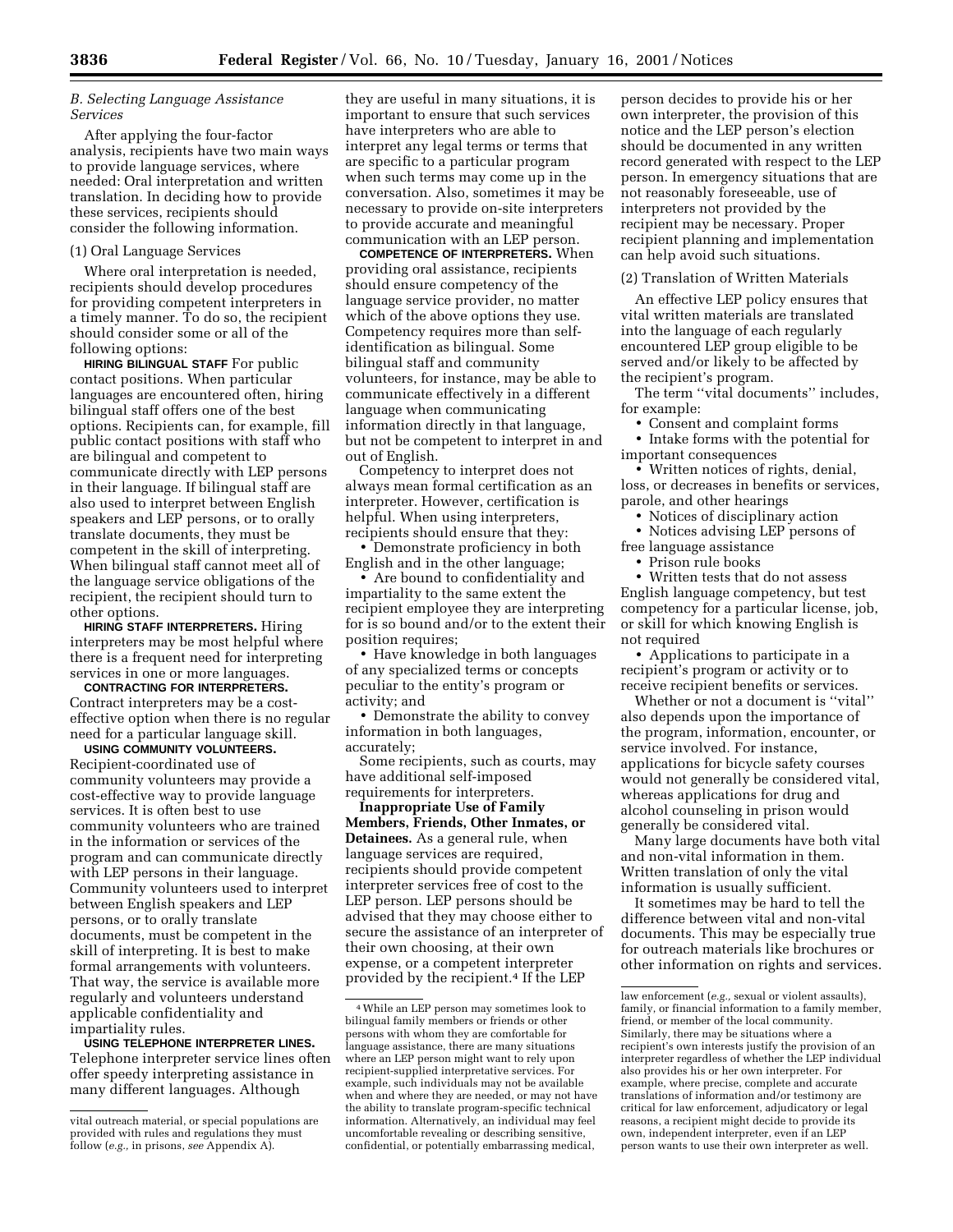vital outreach material, or special populations are provided with rules and regulations they must follow (*e.g.,* in prisons, *see* Appendix A).

### *B. Selecting Language Assistance Services*

After applying the four-factor analysis, recipients have two main ways to provide language services, where needed: Oral interpretation and written translation. In deciding how to provide these services, recipients should consider the following information.

#### (1) Oral Language Services

Where oral interpretation is needed, recipients should develop procedures for providing competent interpreters in a timely manner. To do so, the recipient should consider some or all of the following options:

**HIRING BILINGUAL STAFF** For public contact positions. When particular languages are encountered often, hiring bilingual staff offers one of the best options. Recipients can, for example, fill public contact positions with staff who are bilingual and competent to communicate directly with LEP persons in their language. If bilingual staff are also used to interpret between English speakers and LEP persons, or to orally translate documents, they must be competent in the skill of interpreting. When bilingual staff cannot meet all of the language service obligations of the recipient, the recipient should turn to other options.

**HIRING STAFF INTERPRETERS.** Hiring interpreters may be most helpful where there is a frequent need for interpreting services in one or more languages.

**CONTRACTING FOR INTERPRETERS.** Contract interpreters may be a cost-effective option when there is no regular need for a particular language skill.

**USING COMMUNITY VOLUNTEERS.** Recipient-coordinated use of community volunteers may provide a cost-effective way to provide language services. It is often best to use community volunteers who are trained in the information or services of the program and can communicate directly with LEP persons in their language. Community volunteers used to interpret between English speakers and LEP persons, or to orally translate documents, must be competent in the skill of interpreting. It is best to make formal arrangements with volunteers. That way, the service is available more regularly and volunteers understand applicable confidentiality and impartiality rules.

**USING TELEPHONE INTERPRETER LINES.** Telephone interpreter service lines often offer speedy interpreting assistance in many different languages. Although they are useful in many situations, it is important to ensure that such services have interpreters who are able to interpret any legal terms or terms that are specific to a particular program when such terms may come up in the conversation. Also, sometimes it may be necessary to provide on-site interpreters to provide accurate and meaningful communication with an LEP person.

**COMPETENCE OF INTERPRETERS.** When providing oral assistance, recipients should ensure competency of the language service provider, no matter which of the above options they use. Competency requires more than self-identification as bilingual. Some bilingual staff and community volunteers, for instance, may be able to communicate effectively in a different language when communicating information directly in that language, but not be competent to interpret in and out of English.

Competency to interpret does not always mean formal certification as an interpreter. However, certification is helpful. When using interpreters, recipients should ensure that they:

- Demonstrate proficiency in both English and in the other language;
- Are bound to confidentiality and impartiality to the same extent the recipient employee they are interpreting for is so bound and/or to the extent their position requires;
- Have knowledge in both languages of any specialized terms or concepts peculiar to the entity's program or activity; and
- Demonstrate the ability to convey information in both languages, accurately;

Some recipients, such as courts, may have additional self-imposed requirements for interpreters.

**Inappropriate Use of Family Members, Friends, Other Inmates, or Detainees.** As a general rule, when language services are required, recipients should provide competent interpreter services free of cost to the LEP person. LEP persons should be advised that they may choose either to secure the assistance of an interpreter of their own choosing, at their own expense, or a competent interpreter provided by the recipient.[4] If the LEP person decides to provide his or her own interpreter, the provision of this notice and the LEP person's election should be documented in any written record generated with respect to the LEP person. In emergency situations that are not reasonably foreseeable, use of interpreters not provided by the recipient may be necessary. Proper recipient planning and implementation can help avoid such situations.

#### (2) Translation of Written Materials

An effective LEP policy ensures that vital written materials are translated into the language of each regularly encountered LEP group eligible to be served and/or likely to be affected by the recipient's program.

The term ''vital documents'' includes, for example:

- Consent and complaint forms
- Intake forms with the potential for important consequences
- Written notices of rights, denial, loss, or decreases in benefits or services, parole, and other hearings
- Notices of disciplinary action
- Notices advising LEP persons of free language assistance
- Prison rule books
- Written tests that do not assess English language competency, but test competency for a particular license, job, or skill for which knowing English is not required
- Applications to participate in a recipient's program or activity or to receive recipient benefits or services.

Whether or not a document is ''vital'' also depends upon the importance of the program, information, encounter, or service involved. For instance, applications for bicycle safety courses would not generally be considered vital, whereas applications for drug and alcohol counseling in prison would generally be considered vital.

Many large documents have both vital and non-vital information in them. Written translation of only the vital information is usually sufficient.

It sometimes may be hard to tell the difference between vital and non-vital documents. This may be especially true for outreach materials like brochures or other information on rights and services.

---

[4] While an LEP person may sometimes look to bilingual family members or friends or other persons with whom they are comfortable for language assistance, there are many situations where an LEP person might want to rely upon recipient-supplied interpretative services. For example, such individuals may not be available when and where they are needed, or may not have the ability to translate program-specific technical information. Alternatively, an individual may feel uncomfortable revealing or describing sensitive, confidential, or potentially embarrassing medical, law enforcement (*e.g.,* sexual or violent assaults), family, or financial information to a family member, friend, or member of the local community. Similarly, there may be situations where a recipient's own interests justify the provision of an interpreter regardless of whether the LEP individual also provides his or her own interpreter. For example, where precise, complete and accurate translations of information and/or testimony are critical for law enforcement, adjudicatory or legal reasons, a recipient might decide to provide its own, independent interpreter, even if an LEP person wants to use their own interpreter as well.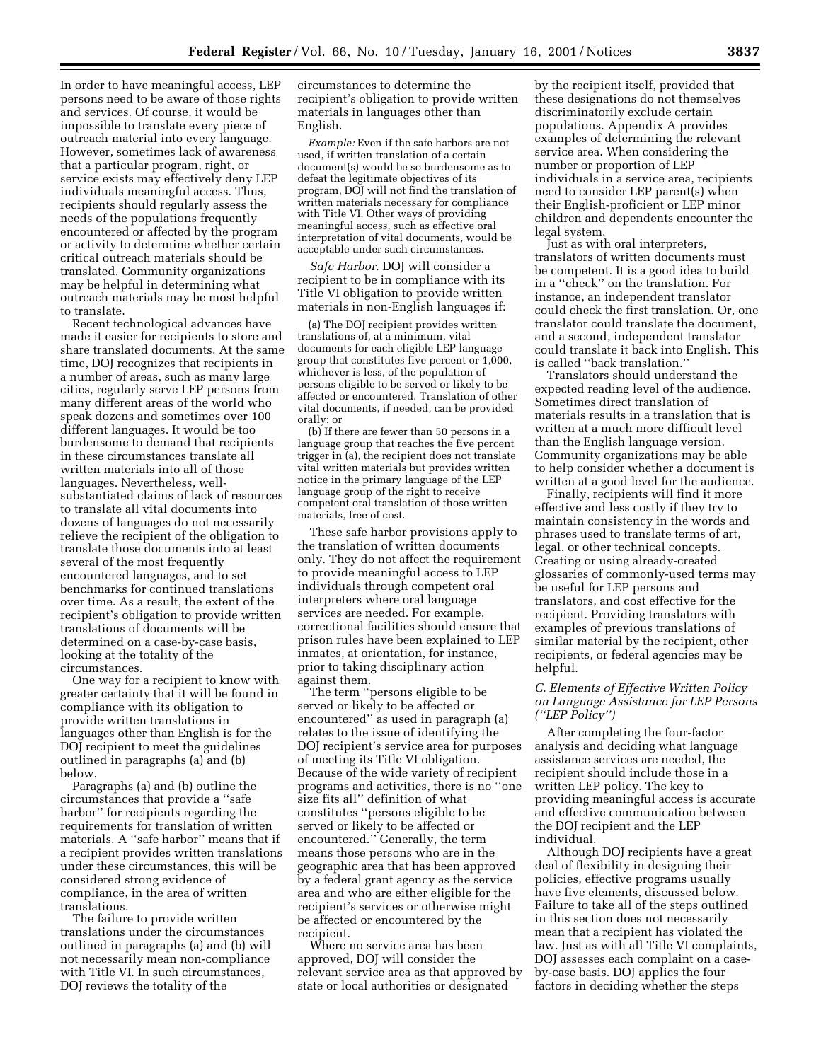In order to have meaningful access, LEP persons need to be aware of those rights and services. Of course, it would be impossible to translate every piece of outreach material into every language. However, sometimes lack of awareness that a particular program, right, or service exists may effectively deny LEP individuals meaningful access. Thus, recipients should regularly assess the needs of the populations frequently encountered or affected by the program or activity to determine whether certain critical outreach materials should be translated. Community organizations may be helpful in determining what outreach materials may be most helpful to translate.

Recent technological advances have made it easier for recipients to store and share translated documents. At the same time, DOJ recognizes that recipients in a number of areas, such as many large cities, regularly serve LEP persons from many different areas of the world who speak dozens and sometimes over 100 different languages. It would be too burdensome to demand that recipients in these circumstances translate all written materials into all of those languages. Nevertheless, well-substantiated claims of lack of resources to translate all vital documents into dozens of languages do not necessarily relieve the recipient of the obligation to translate those documents into at least several of the most frequently encountered languages, and to set benchmarks for continued translations over time. As a result, the extent of the recipient's obligation to provide written translations of documents will be determined on a case-by-case basis, looking at the totality of the circumstances.

One way for a recipient to know with greater certainty that it will be found in compliance with its obligation to provide written translations in languages other than English is for the DOJ recipient to meet the guidelines outlined in paragraphs (a) and (b) below.

Paragraphs (a) and (b) outline the circumstances that provide a ''safe harbor'' for recipients regarding the requirements for translation of written materials. A ''safe harbor'' means that if a recipient provides written translations under these circumstances, this will be considered strong evidence of compliance, in the area of written translations.

The failure to provide written translations under the circumstances outlined in paragraphs (a) and (b) will not necessarily mean non-compliance with Title VI. In such circumstances, DOJ reviews the totality of the circumstances to determine the recipient's obligation to provide written materials in languages other than English.

*Example:* Even if the safe harbors are not used, if written translation of a certain document(s) would be so burdensome as to defeat the legitimate objectives of its program, DOJ will not find the translation of written materials necessary for compliance with Title VI. Other ways of providing meaningful access, such as effective oral interpretation of vital documents, would be acceptable under such circumstances.

*Safe Harbor.* DOJ will consider a recipient to be in compliance with its Title VI obligation to provide written materials in non-English languages if:

(a) The DOJ recipient provides written translations of, at a minimum, vital documents for each eligible LEP language group that constitutes five percent or 1,000, whichever is less, of the population of persons eligible to be served or likely to be affected or encountered. Translation of other vital documents, if needed, can be provided orally; or

(b) If there are fewer than 50 persons in a language group that reaches the five percent trigger in (a), the recipient does not translate vital written materials but provides written notice in the primary language of the LEP language group of the right to receive competent oral translation of those written materials, free of cost.

These safe harbor provisions apply to the translation of written documents only. They do not affect the requirement to provide meaningful access to LEP individuals through competent oral interpreters where oral language services are needed. For example, correctional facilities should ensure that prison rules have been explained to LEP inmates, at orientation, for instance, prior to taking disciplinary action against them.

The term ''persons eligible to be served or likely to be affected or encountered'' as used in paragraph (a) relates to the issue of identifying the DOJ recipient's service area for purposes of meeting its Title VI obligation. Because of the wide variety of recipient programs and activities, there is no ''one size fits all'' definition of what constitutes ''persons eligible to be served or likely to be affected or encountered.'' Generally, the term means those persons who are in the geographic area that has been approved by a federal grant agency as the service area and who are either eligible for the recipient's services or otherwise might be affected or encountered by the recipient.

Where no service area has been approved, DOJ will consider the relevant service area as that approved by state or local authorities or designated by the recipient itself, provided that these designations do not themselves discriminatorily exclude certain populations. Appendix A provides examples of determining the relevant service area. When considering the number or proportion of LEP individuals in a service area, recipients need to consider LEP parent(s) when their English-proficient or LEP minor children and dependents encounter the legal system.

Just as with oral interpreters, translators of written documents must be competent. It is a good idea to build in a ''check'' on the translation. For instance, an independent translator could check the first translation. Or, one translator could translate the document, and a second, independent translator could translate it back into English. This is called ''back translation.''

Translators should understand the expected reading level of the audience. Sometimes direct translation of materials results in a translation that is written at a much more difficult level than the English language version. Community organizations may be able to help consider whether a document is written at a good level for the audience.

Finally, recipients will find it more effective and less costly if they try to maintain consistency in the words and phrases used to translate terms of art, legal, or other technical concepts. Creating or using already-created glossaries of commonly-used terms may be useful for LEP persons and translators, and cost effective for the recipient. Providing translators with examples of previous translations of similar material by the recipient, other recipients, or federal agencies may be helpful.

### *C. Elements of Effective Written Policy on Language Assistance for LEP Persons (''LEP Policy'')*

After completing the four-factor analysis and deciding what language assistance services are needed, the recipient should include those in a written LEP policy. The key to providing meaningful access is accurate and effective communication between the DOJ recipient and the LEP individual.

Although DOJ recipients have a great deal of flexibility in designing their policies, effective programs usually have five elements, discussed below. Failure to take all of the steps outlined in this section does not necessarily mean that a recipient has violated the law. Just as with all Title VI complaints, DOJ assesses each complaint on a case-by-case basis. DOJ applies the four factors in deciding whether the steps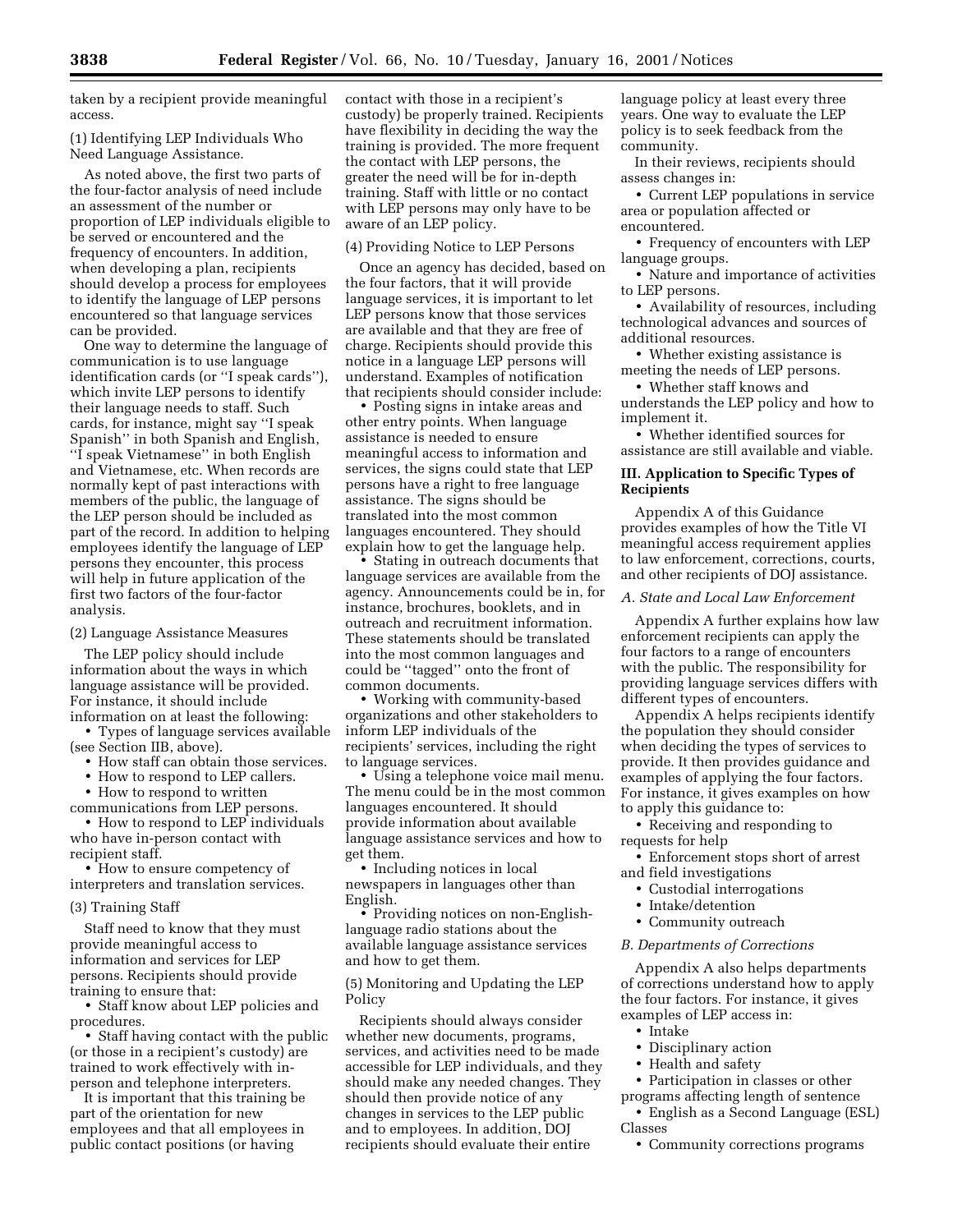taken by a recipient provide meaningful access.

(1) Identifying LEP Individuals Who Need Language Assistance.

As noted above, the first two parts of the four-factor analysis of need include an assessment of the number or proportion of LEP individuals eligible to be served or encountered and the frequency of encounters. In addition, when developing a plan, recipients should develop a process for employees to identify the language of LEP persons encountered so that language services can be provided.

One way to determine the language of communication is to use language identification cards (or ''I speak cards''), which invite LEP persons to identify their language needs to staff. Such cards, for instance, might say ''I speak Spanish'' in both Spanish and English, ''I speak Vietnamese'' in both English and Vietnamese, etc. When records are normally kept of past interactions with members of the public, the language of the LEP person should be included as part of the record. In addition to helping employees identify the language of LEP persons they encounter, this process will help in future application of the first two factors of the four-factor analysis.

(2) Language Assistance Measures

The LEP policy should include information about the ways in which language assistance will be provided. For instance, it should include information on at least the following:

- Types of language services available (see Section IIB, above).
- How staff can obtain those services.
- How to respond to LEP callers.
- How to respond to written communications from LEP persons.
- How to respond to LEP individuals who have in-person contact with recipient staff.
- How to ensure competency of interpreters and translation services.

(3) Training Staff

Staff need to know that they must provide meaningful access to information and services for LEP persons. Recipients should provide training to ensure that:

- Staff know about LEP policies and procedures.
- Staff having contact with the public (or those in a recipient's custody) are trained to work effectively with in-person and telephone interpreters.

It is important that this training be part of the orientation for new employees and that all employees in public contact positions (or having contact with those in a recipient's custody) be properly trained. Recipients have flexibility in deciding the way the training is provided. The more frequent the contact with LEP persons, the greater the need will be for in-depth training. Staff with little or no contact with LEP persons may only have to be aware of an LEP policy.

(4) Providing Notice to LEP Persons

Once an agency has decided, based on the four factors, that it will provide language services, it is important to let LEP persons know that those services are available and that they are free of charge. Recipients should provide this notice in a language LEP persons will understand. Examples of notification that recipients should consider include:

- Posting signs in intake areas and other entry points. When language assistance is needed to ensure meaningful access to information and services, the signs could state that LEP persons have a right to free language assistance. The signs should be translated into the most common languages encountered. They should explain how to get the language help.
- Stating in outreach documents that language services are available from the agency. Announcements could be in, for instance, brochures, booklets, and in outreach and recruitment information. These statements should be translated into the most common languages and could be ''tagged'' onto the front of common documents.
- Working with community-based organizations and other stakeholders to inform LEP individuals of the recipients' services, including the right to language services.
- Using a telephone voice mail menu. The menu could be in the most common languages encountered. It should provide information about available language assistance services and how to get them.
- Including notices in local newspapers in languages other than English.
- Providing notices on non-English-language radio stations about the available language assistance services and how to get them.

(5) Monitoring and Updating the LEP Policy

Recipients should always consider whether new documents, programs, services, and activities need to be made accessible for LEP individuals, and they should make any needed changes. They should then provide notice of any changes in services to the LEP public and to employees. In addition, DOJ recipients should evaluate their entire language policy at least every three years. One way to evaluate the LEP policy is to seek feedback from the community.

In their reviews, recipients should assess changes in:

- Current LEP populations in service area or population affected or encountered.
- Frequency of encounters with LEP language groups.
- Nature and importance of activities to LEP persons.
- Availability of resources, including technological advances and sources of additional resources.
- Whether existing assistance is meeting the needs of LEP persons.
- Whether staff knows and understands the LEP policy and how to implement it.
- Whether identified sources for assistance are still available and viable.

## III. Application to Specific Types of Recipients

Appendix A of this Guidance provides examples of how the Title VI meaningful access requirement applies to law enforcement, corrections, courts, and other recipients of DOJ assistance.

### *A. State and Local Law Enforcement*

Appendix A further explains how law enforcement recipients can apply the four factors to a range of encounters with the public. The responsibility for providing language services differs with different types of encounters.

Appendix A helps recipients identify the population they should consider when deciding the types of services to provide. It then provides guidance and examples of applying the four factors. For instance, it gives examples on how to apply this guidance to:

- Receiving and responding to requests for help
- Enforcement stops short of arrest and field investigations
- Custodial interrogations
- Intake/detention
- Community outreach

### *B. Departments of Corrections*

Appendix A also helps departments of corrections understand how to apply the four factors. For instance, it gives examples of LEP access in:

- Intake
- Disciplinary action
- Health and safety
- Participation in classes or other programs affecting length of sentence
- English as a Second Language (ESL) Classes
- Community corrections programs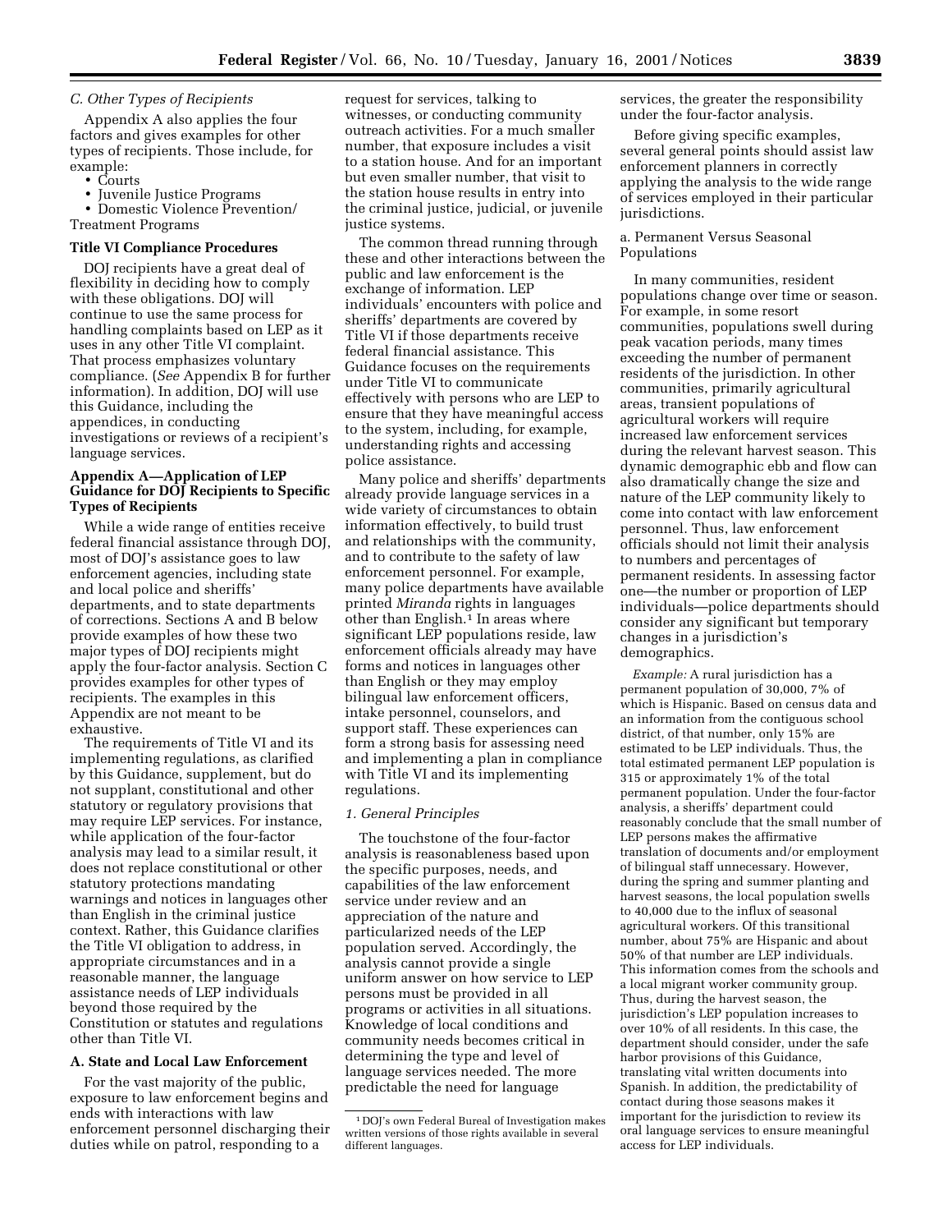### *C. Other Types of Recipients*

Appendix A also applies the four factors and gives examples for other types of recipients. Those include, for example:

- Courts
- Juvenile Justice Programs
- Domestic Violence Prevention/Treatment Programs

### Title VI Compliance Procedures

DOJ recipients have a great deal of flexibility in deciding how to comply with these obligations. DOJ will continue to use the same process for handling complaints based on LEP as it uses in any other Title VI complaint. That process emphasizes voluntary compliance. (*See* Appendix B for further information). In addition, DOJ will use this Guidance, including the appendices, in conducting investigations or reviews of a recipient's language services.

## Appendix A—Application of LEP Guidance for DOJ Recipients to Specific Types of Recipients

While a wide range of entities receive federal financial assistance through DOJ, most of DOJ's assistance goes to law enforcement agencies, including state and local police and sheriffs' departments, and to state departments of corrections. Sections A and B below provide examples of how these two major types of DOJ recipients might apply the four-factor analysis. Section C provides examples for other types of recipients. The examples in this Appendix are not meant to be exhaustive.

The requirements of Title VI and its implementing regulations, as clarified by this Guidance, supplement, but do not supplant, constitutional and other statutory or regulatory provisions that may require LEP services. For instance, while application of the four-factor analysis may lead to a similar result, it does not replace constitutional or other statutory protections mandating warnings and notices in languages other than English in the criminal justice context. Rather, this Guidance clarifies the Title VI obligation to address, in appropriate circumstances and in a reasonable manner, the language assistance needs of LEP individuals beyond those required by the Constitution or statutes and regulations other than Title VI.

### A. State and Local Law Enforcement

For the vast majority of the public, exposure to law enforcement begins and ends with interactions with law enforcement personnel discharging their duties while on patrol, responding to a request for services, talking to witnesses, or conducting community outreach activities. For a much smaller number, that exposure includes a visit to a station house. And for an important but even smaller number, that visit to the station house results in entry into the criminal justice, judicial, or juvenile justice systems.

The common thread running through these and other interactions between the public and law enforcement is the exchange of information. LEP individuals' encounters with police and sheriffs' departments are covered by Title VI if those departments receive federal financial assistance. This Guidance focuses on the requirements under Title VI to communicate effectively with persons who are LEP to ensure that they have meaningful access to the system, including, for example, understanding rights and accessing police assistance.

Many police and sheriffs' departments already provide language services in a wide variety of circumstances to obtain information effectively, to build trust and relationships with the community, and to contribute to the safety of law enforcement personnel. For example, many police departments have available printed *Miranda* rights in languages other than English.[1] In areas where significant LEP populations reside, law enforcement officials already may have forms and notices in languages other than English or they may employ bilingual law enforcement officers, intake personnel, counselors, and support staff. These experiences can form a strong basis for assessing need and implementing a plan in compliance with Title VI and its implementing regulations.

#### *1. General Principles*

The touchstone of the four-factor analysis is reasonableness based upon the specific purposes, needs, and capabilities of the law enforcement service under review and an appreciation of the nature and particularized needs of the LEP population served. Accordingly, the analysis cannot provide a single uniform answer on how service to LEP persons must be provided in all programs or activities in all situations. Knowledge of local conditions and community needs becomes critical in determining the type and level of language services needed. The more predictable the need for language services, the greater the responsibility under the four-factor analysis.

Before giving specific examples, several general points should assist law enforcement planners in correctly applying the analysis to the wide range of services employed in their particular jurisdictions.

##### a. Permanent Versus Seasonal Populations

In many communities, resident populations change over time or season. For example, in some resort communities, populations swell during peak vacation periods, many times exceeding the number of permanent residents of the jurisdiction. In other communities, primarily agricultural areas, transient populations of agricultural workers will require increased law enforcement services during the relevant harvest season. This dynamic demographic ebb and flow can also dramatically change the size and nature of the LEP community likely to come into contact with law enforcement personnel. Thus, law enforcement officials should not limit their analysis to numbers and percentages of permanent residents. In assessing factor one—the number or proportion of LEP individuals—police departments should consider any significant but temporary changes in a jurisdiction's demographics.

*Example:* A rural jurisdiction has a permanent population of 30,000, 7% of which is Hispanic. Based on census data and an information from the contiguous school district, of that number, only 15% are estimated to be LEP individuals. Thus, the total estimated permanent LEP population is 315 or approximately 1% of the total permanent population. Under the four-factor analysis, a sheriffs' department could reasonably conclude that the small number of LEP persons makes the affirmative translation of documents and/or employment of bilingual staff unnecessary. However, during the spring and summer planting and harvest seasons, the local population swells to 40,000 due to the influx of seasonal agricultural workers. Of this transitional number, about 75% are Hispanic and about 50% of that number are LEP individuals. This information comes from the schools and a local migrant worker community group. Thus, during the harvest season, the jurisdiction's LEP population increases to over 10% of all residents. In this case, the department should consider, under the safe harbor provisions of this Guidance, translating vital written documents into Spanish. In addition, the predictability of contact during those seasons makes it important for the jurisdiction to review its oral language services to ensure meaningful access for LEP individuals.

---

[1] DOJ's own Federal Bureal of Investigation makes written versions of those rights available in several different languages.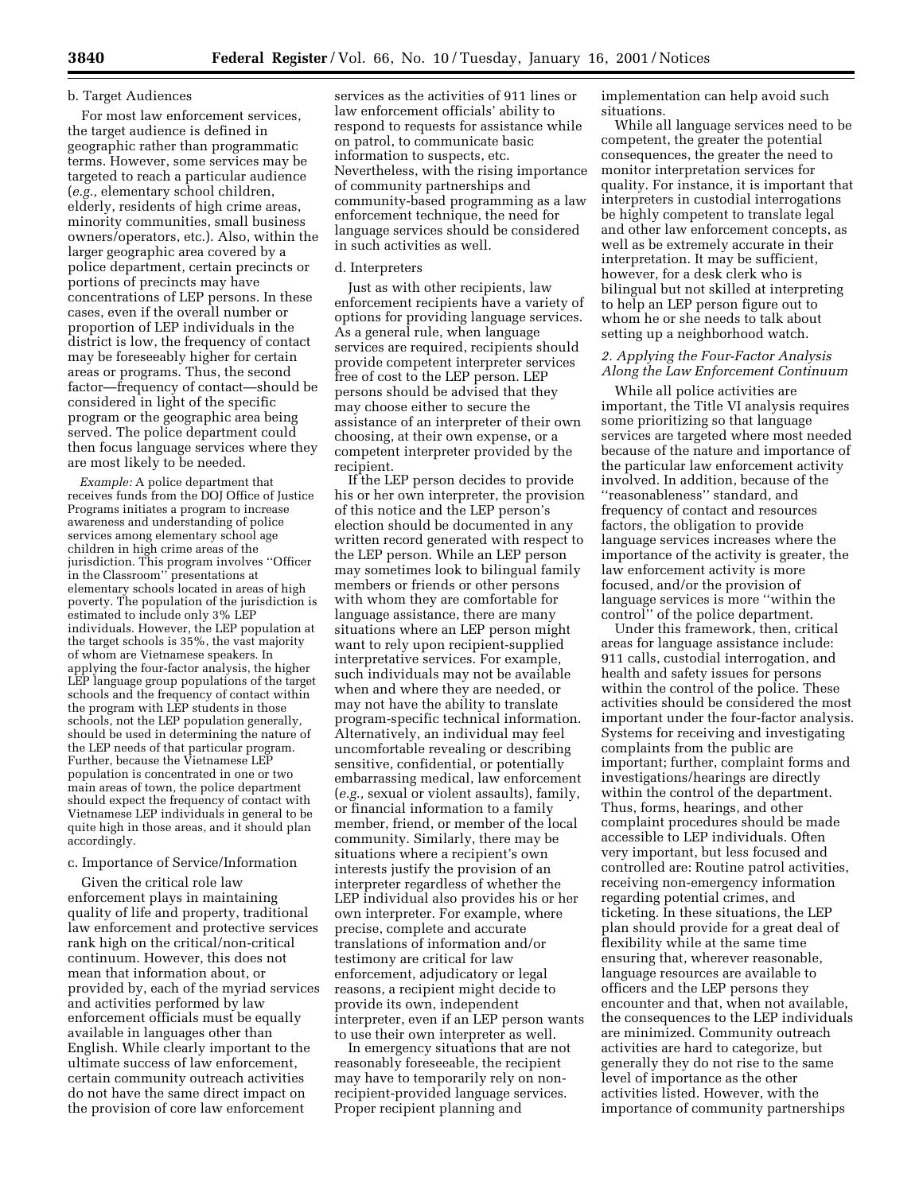b. Target Audiences

For most law enforcement services, the target audience is defined in geographic rather than programmatic terms. However, some services may be targeted to reach a particular audience (*e.g.,* elementary school children, elderly, residents of high crime areas, minority communities, small business owners/operators, etc.). Also, within the larger geographic area covered by a police department, certain precincts or portions of precincts may have concentrations of LEP persons. In these cases, even if the overall number or proportion of LEP individuals in the district is low, the frequency of contact may be foreseeably higher for certain areas or programs. Thus, the second factor—frequency of contact—should be considered in light of the specific program or the geographic area being served. The police department could then focus language services where they are most likely to be needed.

*Example:* A police department that receives funds from the DOJ Office of Justice Programs initiates a program to increase awareness and understanding of police services among elementary school age children in high crime areas of the jurisdiction. This program involves ''Officer in the Classroom'' presentations at elementary schools located in areas of high poverty. The population of the jurisdiction is estimated to include only 3% LEP individuals. However, the LEP population at the target schools is 35%, the vast majority of whom are Vietnamese speakers. In applying the four-factor analysis, the higher LEP language group populations of the target schools and the frequency of contact within the program with LEP students in those schools, not the LEP population generally, should be used in determining the nature of the LEP needs of that particular program. Further, because the Vietnamese LEP population is concentrated in one or two main areas of town, the police department should expect the frequency of contact with Vietnamese LEP individuals in general to be quite high in those areas, and it should plan accordingly.

c. Importance of Service/Information

Given the critical role law enforcement plays in maintaining quality of life and property, traditional law enforcement and protective services rank high on the critical/non-critical continuum. However, this does not mean that information about, or provided by, each of the myriad services and activities performed by law enforcement officials must be equally available in languages other than English. While clearly important to the ultimate success of law enforcement, certain community outreach activities do not have the same direct impact on the provision of core law enforcement services as the activities of 911 lines or law enforcement officials' ability to respond to requests for assistance while on patrol, to communicate basic information to suspects, etc. Nevertheless, with the rising importance of community partnerships and community-based programming as a law enforcement technique, the need for language services should be considered in such activities as well.

d. Interpreters

Just as with other recipients, law enforcement recipients have a variety of options for providing language services. As a general rule, when language services are required, recipients should provide competent interpreter services free of cost to the LEP person. LEP persons should be advised that they may choose either to secure the assistance of an interpreter of their own choosing, at their own expense, or a competent interpreter provided by the recipient.

If the LEP person decides to provide his or her own interpreter, the provision of this notice and the LEP person's election should be documented in any written record generated with respect to the LEP person. While an LEP person may sometimes look to bilingual family members or friends or other persons with whom they are comfortable for language assistance, there are many situations where an LEP person might want to rely upon recipient-supplied interpretative services. For example, such individuals may not be available when and where they are needed, or may not have the ability to translate program-specific technical information. Alternatively, an individual may feel uncomfortable revealing or describing sensitive, confidential, or potentially embarrassing medical, law enforcement (*e.g.,* sexual or violent assaults), family, or financial information to a family member, friend, or member of the local community. Similarly, there may be situations where a recipient's own interests justify the provision of an interpreter regardless of whether the LEP individual also provides his or her own interpreter. For example, where precise, complete and accurate translations of information and/or testimony are critical for law enforcement, adjudicatory or legal reasons, a recipient might decide to provide its own, independent interpreter, even if an LEP person wants to use their own interpreter as well.

In emergency situations that are not reasonably foreseeable, the recipient may have to temporarily rely on non-recipient-provided language services. Proper recipient planning and implementation can help avoid such situations.

While all language services need to be competent, the greater the potential consequences, the greater the need to monitor interpretation services for quality. For instance, it is important that interpreters in custodial interrogations be highly competent to translate legal and other law enforcement concepts, as well as be extremely accurate in their interpretation. It may be sufficient, however, for a desk clerk who is bilingual but not skilled at interpreting to help an LEP person figure out to whom he or she needs to talk about setting up a neighborhood watch.

*2. Applying the Four-Factor Analysis Along the Law Enforcement Continuum*

While all police activities are important, the Title VI analysis requires some prioritizing so that language services are targeted where most needed because of the nature and importance of the particular law enforcement activity involved. In addition, because of the ''reasonableness'' standard, and frequency of contact and resources factors, the obligation to provide language services increases where the importance of the activity is greater, the law enforcement activity is more focused, and/or the provision of language services is more ''within the control'' of the police department.

Under this framework, then, critical areas for language assistance include: 911 calls, custodial interrogation, and health and safety issues for persons within the control of the police. These activities should be considered the most important under the four-factor analysis. Systems for receiving and investigating complaints from the public are important; further, complaint forms and investigations/hearings are directly within the control of the department. Thus, forms, hearings, and other complaint procedures should be made accessible to LEP individuals. Often very important, but less focused and controlled are: Routine patrol activities, receiving non-emergency information regarding potential crimes, and ticketing. In these situations, the LEP plan should provide for a great deal of flexibility while at the same time ensuring that, wherever reasonable, language resources are available to officers and the LEP persons they encounter and that, when not available, the consequences to the LEP individuals are minimized. Community outreach activities are hard to categorize, but generally they do not rise to the same level of importance as the other activities listed. However, with the importance of community partnerships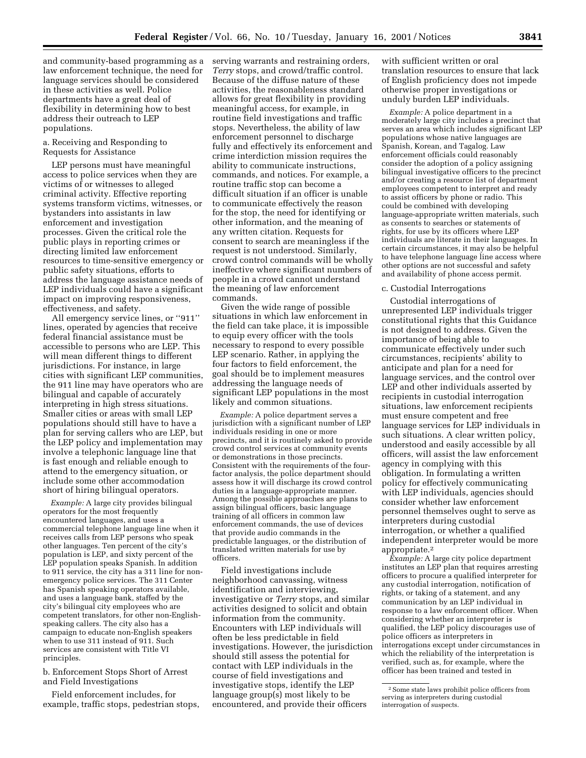and community-based programming as a law enforcement technique, the need for language services should be considered in these activities as well. Police departments have a great deal of flexibility in determining how to best address their outreach to LEP populations.

a. Receiving and Responding to Requests for Assistance

LEP persons must have meaningful access to police services when they are victims of or witnesses to alleged criminal activity. Effective reporting systems transform victims, witnesses, or bystanders into assistants in law enforcement and investigation processes. Given the critical role the public plays in reporting crimes or directing limited law enforcement resources to time-sensitive emergency or public safety situations, efforts to address the language assistance needs of LEP individuals could have a significant impact on improving responsiveness, effectiveness, and safety.

All emergency service lines, or "911" lines, operated by agencies that receive federal financial assistance must be accessible to persons who are LEP. This will mean different things to different jurisdictions. For instance, in large cities with significant LEP communities, the 911 line may have operators who are bilingual and capable of accurately interpreting in high stress situations. Smaller cities or areas with small LEP populations should still have to have a plan for serving callers who are LEP, but the LEP policy and implementation may involve a telephonic language line that is fast enough and reliable enough to attend to the emergency situation, or include some other accommodation short of hiring bilingual operators.

*Example:* A large city provides bilingual operators for the most frequently encountered languages, and uses a commercial telephone language line when it receives calls from LEP persons who speak other languages. Ten percent of the city's population is LEP, and sixty percent of the LEP population speaks Spanish. In addition to 911 service, the city has a 311 line for non-emergency police services. The 311 Center has Spanish speaking operators available, and uses a language bank, staffed by the city's bilingual city employees who are competent translators, for other non-English-speaking callers. The city also has a campaign to educate non-English speakers when to use 311 instead of 911. Such services are consistent with Title VI principles.

b. Enforcement Stops Short of Arrest and Field Investigations

Field enforcement includes, for example, traffic stops, pedestrian stops, serving warrants and restraining orders, *Terry* stops, and crowd/traffic control. Because of the diffuse nature of these activities, the reasonableness standard allows for great flexibility in providing meaningful access, for example, in routine field investigations and traffic stops. Nevertheless, the ability of law enforcement personnel to discharge fully and effectively its enforcement and crime interdiction mission requires the ability to communicate instructions, commands, and notices. For example, a routine traffic stop can become a difficult situation if an officer is unable to communicate effectively the reason for the stop, the need for identifying or other information, and the meaning of any written citation. Requests for consent to search are meaningless if the request is not understood. Similarly, crowd control commands will be wholly ineffective where significant numbers of people in a crowd cannot understand the meaning of law enforcement commands.

Given the wide range of possible situations in which law enforcement in the field can take place, it is impossible to equip every officer with the tools necessary to respond to every possible LEP scenario. Rather, in applying the four factors to field enforcement, the goal should be to implement measures addressing the language needs of significant LEP populations in the most likely and common situations.

*Example:* A police department serves a jurisdiction with a significant number of LEP individuals residing in one or more precincts, and it is routinely asked to provide crowd control services at community events or demonstrations in those precincts. Consistent with the requirements of the four-factor analysis, the police department should assess how it will discharge its crowd control duties in a language-appropriate manner. Among the possible approaches are plans to assign bilingual officers, basic language training of all officers in common law enforcement commands, the use of devices that provide audio commands in the predictable languages, or the distribution of translated written materials for use by officers.

Field investigations include neighborhood canvassing, witness identification and interviewing, investigative or *Terry* stops, and similar activities designed to solicit and obtain information from the community. Encounters with LEP individuals will often be less predictable in field investigations. However, the jurisdiction should still assess the potential for contact with LEP individuals in the course of field investigations and investigative stops, identify the LEP language group(s) most likely to be encountered, and provide their officers with sufficient written or oral translation resources to ensure that lack of English proficiency does not impede otherwise proper investigations or unduly burden LEP individuals.

*Example:* A police department in a moderately large city includes a precinct that serves an area which includes significant LEP populations whose native languages are Spanish, Korean, and Tagalog. Law enforcement officials could reasonably consider the adoption of a policy assigning bilingual investigative officers to the precinct and/or creating a resource list of department employees competent to interpret and ready to assist officers by phone or radio. This could be combined with developing language-appropriate written materials, such as consents to searches or statements of rights, for use by its officers where LEP individuals are literate in their languages. In certain circumstances, it may also be helpful to have telephone language line access where other options are not successful and safety and availability of phone access permit.

c. Custodial Interrogations

Custodial interrogations of unrepresented LEP individuals trigger constitutional rights that this Guidance is not designed to address. Given the importance of being able to communicate effectively under such circumstances, recipients' ability to anticipate and plan for a need for language services, and the control over LEP and other individuals asserted by recipients in custodial interrogation situations, law enforcement recipients must ensure competent and free language services for LEP individuals in such situations. A clear written policy, understood and easily accessible by all officers, will assist the law enforcement agency in complying with this obligation. In formulating a written policy for effectively communicating with LEP individuals, agencies should consider whether law enforcement personnel themselves ought to serve as interpreters during custodial interrogation, or whether a qualified independent interpreter would be more appropriate.[2]

*Example:* A large city police department institutes an LEP plan that requires arresting officers to procure a qualified interpreter for any custodial interrogation, notification of rights, or taking of a statement, and any communication by an LEP individual in response to a law enforcement officer. When considering whether an interpreter is qualified, the LEP policy discourages use of police officers as interpreters in interrogations except under circumstances in which the reliability of the interpretation is verified, such as, for example, where the officer has been trained and tested in

[2] Some state laws prohibit police officers from serving as interpreters during custodial interrogation of suspects.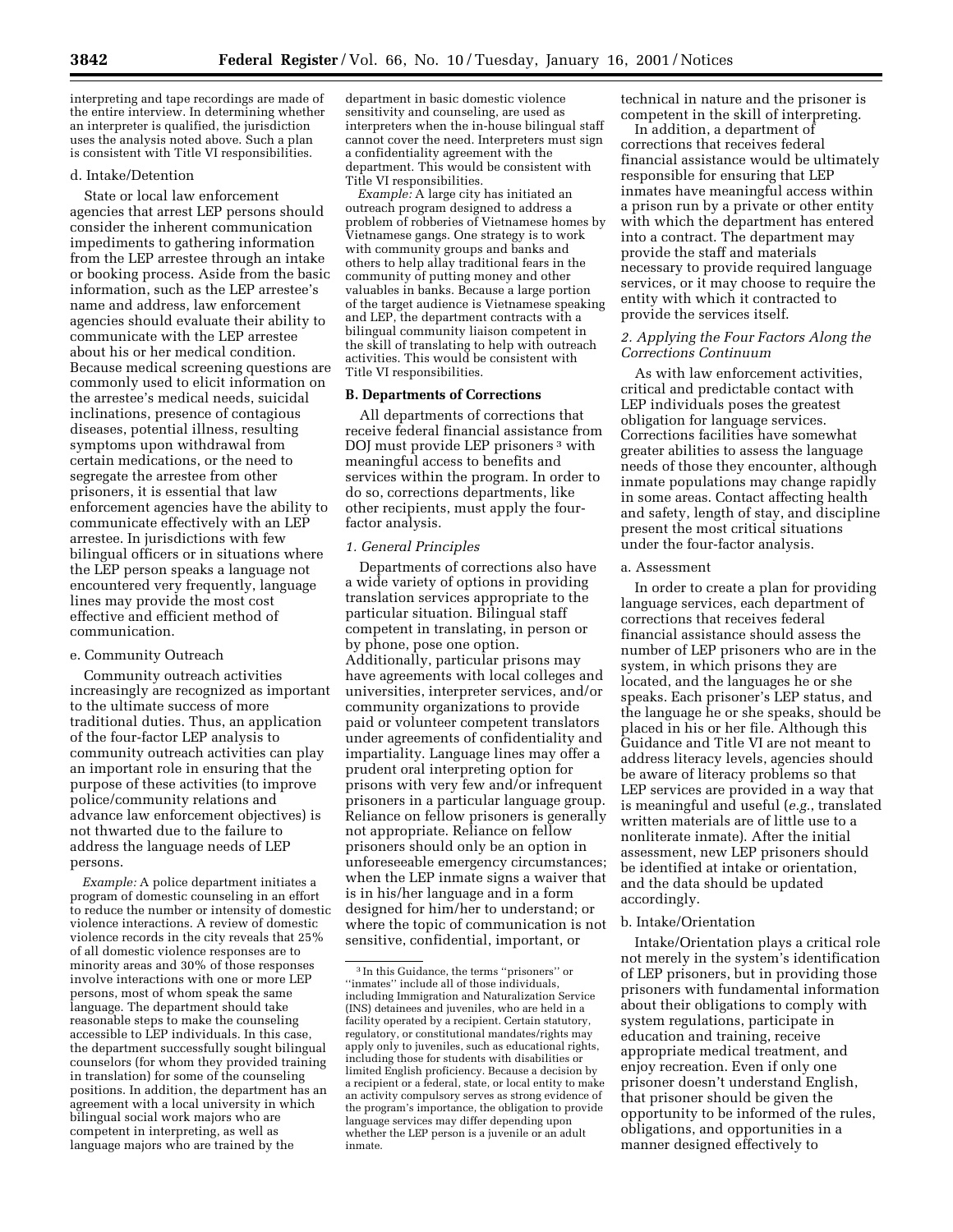interpreting and tape recordings are made of the entire interview. In determining whether an interpreter is qualified, the jurisdiction uses the analysis noted above. Such a plan is consistent with Title VI responsibilities.

d. Intake/Detention

State or local law enforcement agencies that arrest LEP persons should consider the inherent communication impediments to gathering information from the LEP arrestee through an intake or booking process. Aside from the basic information, such as the LEP arrestee's name and address, law enforcement agencies should evaluate their ability to communicate with the LEP arrestee about his or her medical condition. Because medical screening questions are commonly used to elicit information on the arrestee's medical needs, suicidal inclinations, presence of contagious diseases, potential illness, resulting symptoms upon withdrawal from certain medications, or the need to segregate the arrestee from other prisoners, it is essential that law enforcement agencies have the ability to communicate effectively with an LEP arrestee. In jurisdictions with few bilingual officers or in situations where the LEP person speaks a language not encountered very frequently, language lines may provide the most cost effective and efficient method of communication.

e. Community Outreach

Community outreach activities increasingly are recognized as important to the ultimate success of more traditional duties. Thus, an application of the four-factor LEP analysis to community outreach activities can play an important role in ensuring that the purpose of these activities (to improve police/community relations and advance law enforcement objectives) is not thwarted due to the failure to address the language needs of LEP persons.

*Example:* A police department initiates a program of domestic counseling in an effort to reduce the number or intensity of domestic violence interactions. A review of domestic violence records in the city reveals that 25% of all domestic violence responses are to minority areas and 30% of those responses involve interactions with one or more LEP persons, most of whom speak the same language. The department should take reasonable steps to make the counseling accessible to LEP individuals. In this case, the department successfully sought bilingual counselors (for whom they provided training in translation) for some of the counseling positions. In addition, the department has an agreement with a local university in which bilingual social work majors who are competent in interpreting, as well as language majors who are trained by the department in basic domestic violence sensitivity and counseling, are used as interpreters when the in-house bilingual staff cannot cover the need. Interpreters must sign a confidentiality agreement with the department. This would be consistent with Title VI responsibilities.

*Example:* A large city has initiated an outreach program designed to address a problem of robberies of Vietnamese homes by Vietnamese gangs. One strategy is to work with community groups and banks and others to help allay traditional fears in the community of putting money and other valuables in banks. Because a large portion of the target audience is Vietnamese speaking and LEP, the department contracts with a bilingual community liaison competent in the skill of translating to help with outreach activities. This would be consistent with Title VI responsibilities.

## B. Departments of Corrections

All departments of corrections that receive federal financial assistance from DOJ must provide LEP prisoners [3] with meaningful access to benefits and services within the program. In order to do so, corrections departments, like other recipients, must apply the four-factor analysis.

### *1. General Principles*

Departments of corrections also have a wide variety of options in providing translation services appropriate to the particular situation. Bilingual staff competent in translating, in person or by phone, pose one option. Additionally, particular prisons may have agreements with local colleges and universities, interpreter services, and/or community organizations to provide paid or volunteer competent translators under agreements of confidentiality and impartiality. Language lines may offer a prudent oral interpreting option for prisons with very few and/or infrequent prisoners in a particular language group. Reliance on fellow prisoners is generally not appropriate. Reliance on fellow prisoners should only be an option in unforeseeable emergency circumstances; when the LEP inmate signs a waiver that is in his/her language and in a form designed for him/her to understand; or where the topic of communication is not sensitive, confidential, important, or technical in nature and the prisoner is competent in the skill of interpreting.

In addition, a department of corrections that receives federal financial assistance would be ultimately responsible for ensuring that LEP inmates have meaningful access within a prison run by a private or other entity with which the department has entered into a contract. The department may provide the staff and materials necessary to provide required language services, or it may choose to require the entity with which it contracted to provide the services itself.

### *2. Applying the Four Factors Along the Corrections Continuum*

As with law enforcement activities, critical and predictable contact with LEP individuals poses the greatest obligation for language services. Corrections facilities have somewhat greater abilities to assess the language needs of those they encounter, although inmate populations may change rapidly in some areas. Contact affecting health and safety, length of stay, and discipline present the most critical situations under the four-factor analysis.

a. Assessment

In order to create a plan for providing language services, each department of corrections that receives federal financial assistance should assess the number of LEP prisoners who are in the system, in which prisons they are located, and the languages he or she speaks. Each prisoner's LEP status, and the language he or she speaks, should be placed in his or her file. Although this Guidance and Title VI are not meant to address literacy levels, agencies should be aware of literacy problems so that LEP services are provided in a way that is meaningful and useful (*e.g.*, translated written materials are of little use to a nonliterate inmate). After the initial assessment, new LEP prisoners should be identified at intake or orientation, and the data should be updated accordingly.

b. Intake/Orientation

Intake/Orientation plays a critical role not merely in the system's identification of LEP prisoners, but in providing those prisoners with fundamental information about their obligations to comply with system regulations, participate in education and training, receive appropriate medical treatment, and enjoy recreation. Even if only one prisoner doesn't understand English, that prisoner should be given the opportunity to be informed of the rules, obligations, and opportunities in a manner designed effectively to

---

[3] In this Guidance, the terms "prisoners" or "inmates" include all of those individuals, including Immigration and Naturalization Service (INS) detainees and juveniles, who are held in a facility operated by a recipient. Certain statutory, regulatory, or constitutional mandates/rights may apply only to juveniles, such as educational rights, including those for students with disabilities or limited English proficiency. Because a decision by a recipient or a federal, state, or local entity to make an activity compulsory serves as strong evidence of the program's importance, the obligation to provide language services may differ depending upon whether the LEP person is a juvenile or an adult inmate.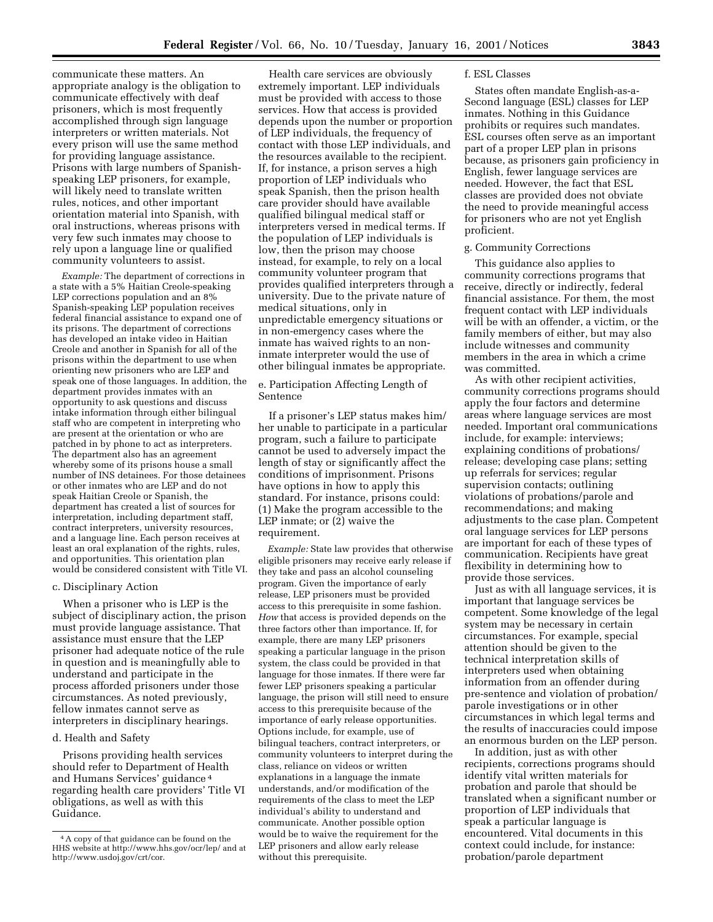communicate these matters. An appropriate analogy is the obligation to communicate effectively with deaf prisoners, which is most frequently accomplished through sign language interpreters or written materials. Not every prison will use the same method for providing language assistance. Prisons with large numbers of Spanish-speaking LEP prisoners, for example, will likely need to translate written rules, notices, and other important orientation material into Spanish, with oral instructions, whereas prisons with very few such inmates may choose to rely upon a language line or qualified community volunteers to assist.

*Example:* The department of corrections in a state with a 5% Haitian Creole-speaking LEP corrections population and an 8% Spanish-speaking LEP population receives federal financial assistance to expand one of its prisons. The department of corrections has developed an intake video in Haitian Creole and another in Spanish for all of the prisons within the department to use when orienting new prisoners who are LEP and speak one of those languages. In addition, the department provides inmates with an opportunity to ask questions and discuss intake information through either bilingual staff who are competent in interpreting who are present at the orientation or who are patched in by phone to act as interpreters. The department also has an agreement whereby some of its prisons house a small number of INS detainees. For those detainees or other inmates who are LEP and do not speak Haitian Creole or Spanish, the department has created a list of sources for interpretation, including department staff, contract interpreters, university resources, and a language line. Each person receives at least an oral explanation of the rights, rules, and opportunities. This orientation plan would be considered consistent with Title VI.

### c. Disciplinary Action

When a prisoner who is LEP is the subject of disciplinary action, the prison must provide language assistance. That assistance must ensure that the LEP prisoner had adequate notice of the rule in question and is meaningfully able to understand and participate in the process afforded prisoners under those circumstances. As noted previously, fellow inmates cannot serve as interpreters in disciplinary hearings.

### d. Health and Safety

Prisons providing health services should refer to Department of Health and Humans Services' guidance [4] regarding health care providers' Title VI obligations, as well as with this Guidance.

Health care services are obviously extremely important. LEP individuals must be provided with access to those services. How that access is provided depends upon the number or proportion of LEP individuals, the frequency of contact with those LEP individuals, and the resources available to the recipient. If, for instance, a prison serves a high proportion of LEP individuals who speak Spanish, then the prison health care provider should have available qualified bilingual medical staff or interpreters versed in medical terms. If the population of LEP individuals is low, then the prison may choose instead, for example, to rely on a local community volunteer program that provides qualified interpreters through a university. Due to the private nature of medical situations, only in unpredictable emergency situations or in non-emergency cases where the inmate has waived rights to an non-inmate interpreter would the use of other bilingual inmates be appropriate.

### e. Participation Affecting Length of Sentence

If a prisoner's LEP status makes him/her unable to participate in a particular program, such a failure to participate cannot be used to adversely impact the length of stay or significantly affect the conditions of imprisonment. Prisons have options in how to apply this standard. For instance, prisons could: (1) Make the program accessible to the LEP inmate; or (2) waive the requirement.

*Example:* State law provides that otherwise eligible prisoners may receive early release if they take and pass an alcohol counseling program. Given the importance of early release, LEP prisoners must be provided access to this prerequisite in some fashion. *How* that access is provided depends on the three factors other than importance. If, for example, there are many LEP prisoners speaking a particular language in the prison system, the class could be provided in that language for those inmates. If there were far fewer LEP prisoners speaking a particular language, the prison will still need to ensure access to this prerequisite because of the importance of early release opportunities. Options include, for example, use of bilingual teachers, contract interpreters, or community volunteers to interpret during the class, reliance on videos or written explanations in a language the inmate understands, and/or modification of the requirements of the class to meet the LEP individual's ability to understand and communicate. Another possible option would be to waive the requirement for the LEP prisoners and allow early release without this prerequisite.

### f. ESL Classes

States often mandate English-as-a-Second language (ESL) classes for LEP inmates. Nothing in this Guidance prohibits or requires such mandates. ESL courses often serve as an important part of a proper LEP plan in prisons because, as prisoners gain proficiency in English, fewer language services are needed. However, the fact that ESL classes are provided does not obviate the need to provide meaningful access for prisoners who are not yet English proficient.

### g. Community Corrections

This guidance also applies to community corrections programs that receive, directly or indirectly, federal financial assistance. For them, the most frequent contact with LEP individuals will be with an offender, a victim, or the family members of either, but may also include witnesses and community members in the area in which a crime was committed.

As with other recipient activities, community corrections programs should apply the four factors and determine areas where language services are most needed. Important oral communications include, for example: interviews; explaining conditions of probations/release; developing case plans; setting up referrals for services; regular supervision contacts; outlining violations of probations/parole and recommendations; and making adjustments to the case plan. Competent oral language services for LEP persons are important for each of these types of communication. Recipients have great flexibility in determining how to provide those services.

Just as with all language services, it is important that language services be competent. Some knowledge of the legal system may be necessary in certain circumstances. For example, special attention should be given to the technical interpretation skills of interpreters used when obtaining information from an offender during pre-sentence and violation of probation/parole investigations or in other circumstances in which legal terms and the results of inaccuracies could impose an enormous burden on the LEP person.

In addition, just as with other recipients, corrections programs should identify vital written materials for probation and parole that should be translated when a significant number or proportion of LEP individuals that speak a particular language is encountered. Vital documents in this context could include, for instance: probation/parole department

---

[4] A copy of that guidance can be found on the HHS website at http://www.hhs.gov/ocr/lep/ and at http://www.usdoj.gov/crt/cor.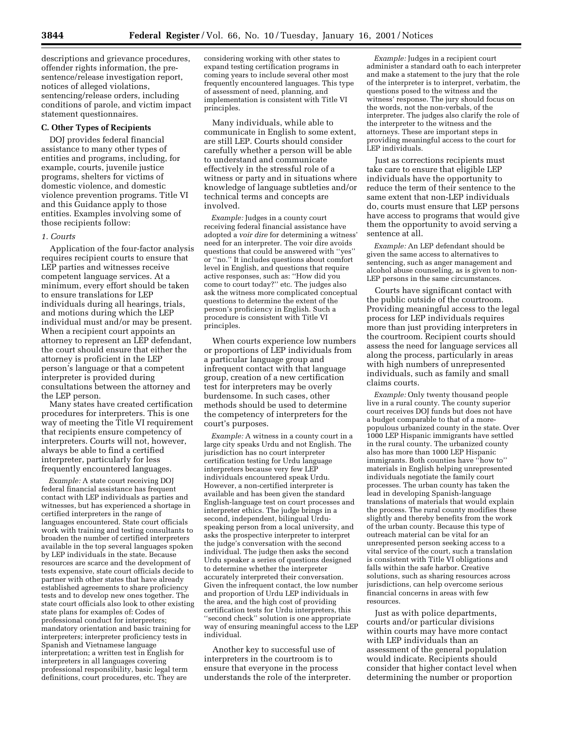descriptions and grievance procedures, offender rights information, the pre-sentence/release investigation report, notices of alleged violations, sentencing/release orders, including conditions of parole, and victim impact statement questionnaires.

### C. Other Types of Recipients

DOJ provides federal financial assistance to many other types of entities and programs, including, for example, courts, juvenile justice programs, shelters for victims of domestic violence, and domestic violence prevention programs. Title VI and this Guidance apply to those entities. Examples involving some of those recipients follow:

#### *1. Courts*

Application of the four-factor analysis requires recipient courts to ensure that LEP parties and witnesses receive competent language services. At a minimum, every effort should be taken to ensure translations for LEP individuals during all hearings, trials, and motions during which the LEP individual must and/or may be present. When a recipient court appoints an attorney to represent an LEP defendant, the court should ensure that either the attorney is proficient in the LEP person's language or that a competent interpreter is provided during consultations between the attorney and the LEP person.

Many states have created certification procedures for interpreters. This is one way of meeting the Title VI requirement that recipients ensure competency of interpreters. Courts will not, however, always be able to find a certified interpreter, particularly for less frequently encountered languages.

*Example:* A state court receiving DOJ federal financial assistance has frequent contact with LEP individuals as parties and witnesses, but has experienced a shortage in certified interpreters in the range of languages encountered. State court officials work with training and testing consultants to broaden the number of certified interpreters available in the top several languages spoken by LEP individuals in the state. Because resources are scarce and the development of tests expensive, state court officials decide to partner with other states that have already established agreements to share proficiency tests and to develop new ones together. The state court officials also look to other existing state plans for examples of: Codes of professional conduct for interpreters; mandatory orientation and basic training for interpreters; interpreter proficiency tests in Spanish and Vietnamese language interpretation; a written test in English for interpreters in all languages covering professional responsibility, basic legal term definitions, court procedures, etc. They are considering working with other states to expand testing certification programs in coming years to include several other most frequently encountered languages. This type of assessment of need, planning, and implementation is consistent with Title VI principles.

Many individuals, while able to communicate in English to some extent, are still LEP. Courts should consider carefully whether a person will be able to understand and communicate effectively in the stressful role of a witness or party and in situations where knowledge of language subtleties and/or technical terms and concepts are involved.

*Example:* Judges in a county court receiving federal financial assistance have adopted a *voir dire* for determining a witness' need for an interpreter. The voir dire avoids questions that could be answered with "yes" or "no." It includes questions about comfort level in English, and questions that require active responses, such as: "How did you come to court today?" etc. The judges also ask the witness more complicated conceptual questions to determine the extent of the person's proficiency in English. Such a procedure is consistent with Title VI principles.

When courts experience low numbers or proportions of LEP individuals from a particular language group and infrequent contact with that language group, creation of a new certification test for interpreters may be overly burdensome. In such cases, other methods should be used to determine the competency of interpreters for the court's purposes.

*Example:* A witness in a county court in a large city speaks Urdu and not English. The jurisdiction has no court interpreter certification testing for Urdu language interpreters because very few LEP individuals encountered speak Urdu. However, a non-certified interpreter is available and has been given the standard English-language test on court processes and interpreter ethics. The judge brings in a second, independent, bilingual Urdu-speaking person from a local university, and asks the prospective interpreter to interpret the judge's conversation with the second individual. The judge then asks the second Urdu speaker a series of questions designed to determine whether the interpreter accurately interpreted their conversation. Given the infrequent contact, the low number and proportion of Urdu LEP individuals in the area, and the high cost of providing certification tests for Urdu interpreters, this "second check" solution is one appropriate way of ensuring meaningful access to the LEP individual.

Another key to successful use of interpreters in the courtroom is to ensure that everyone in the process understands the role of the interpreter.

*Example:* Judges in a recipient court administer a standard oath to each interpreter and make a statement to the jury that the role of the interpreter is to interpret, verbatim, the questions posed to the witness and the witness' response. The jury should focus on the words, not the non-verbals, of the interpreter. The judges also clarify the role of the interpreter to the witness and the attorneys. These are important steps in providing meaningful access to the court for LEP individuals.

Just as corrections recipients must take care to ensure that eligible LEP individuals have the opportunity to reduce the term of their sentence to the same extent that non-LEP individuals do, courts must ensure that LEP persons have access to programs that would give them the opportunity to avoid serving a sentence at all.

*Example:* An LEP defendant should be given the same access to alternatives to sentencing, such as anger management and alcohol abuse counseling, as is given to non-LEP persons in the same circumstances.

Courts have significant contact with the public outside of the courtroom. Providing meaningful access to the legal process for LEP individuals requires more than just providing interpreters in the courtroom. Recipient courts should assess the need for language services all along the process, particularly in areas with high numbers of unrepresented individuals, such as family and small claims courts.

*Example:* Only twenty thousand people live in a rural county. The county superior court receives DOJ funds but does not have a budget comparable to that of a more-populous urbanized county in the state. Over 1000 LEP Hispanic immigrants have settled in the rural county. The urbanized county also has more than 1000 LEP Hispanic immigrants. Both counties have "how to" materials in English helping unrepresented individuals negotiate the family court processes. The urban county has taken the lead in developing Spanish-language translations of materials that would explain the process. The rural county modifies these slightly and thereby benefits from the work of the urban county. Because this type of outreach material can be vital for an unrepresented person seeking access to a vital service of the court, such a translation is consistent with Title VI obligations and falls within the safe harbor. Creative solutions, such as sharing resources across jurisdictions, can help overcome serious financial concerns in areas with few resources.

Just as with police departments, courts and/or particular divisions within courts may have more contact with LEP individuals than an assessment of the general population would indicate. Recipients should consider that higher contact level when determining the number or proportion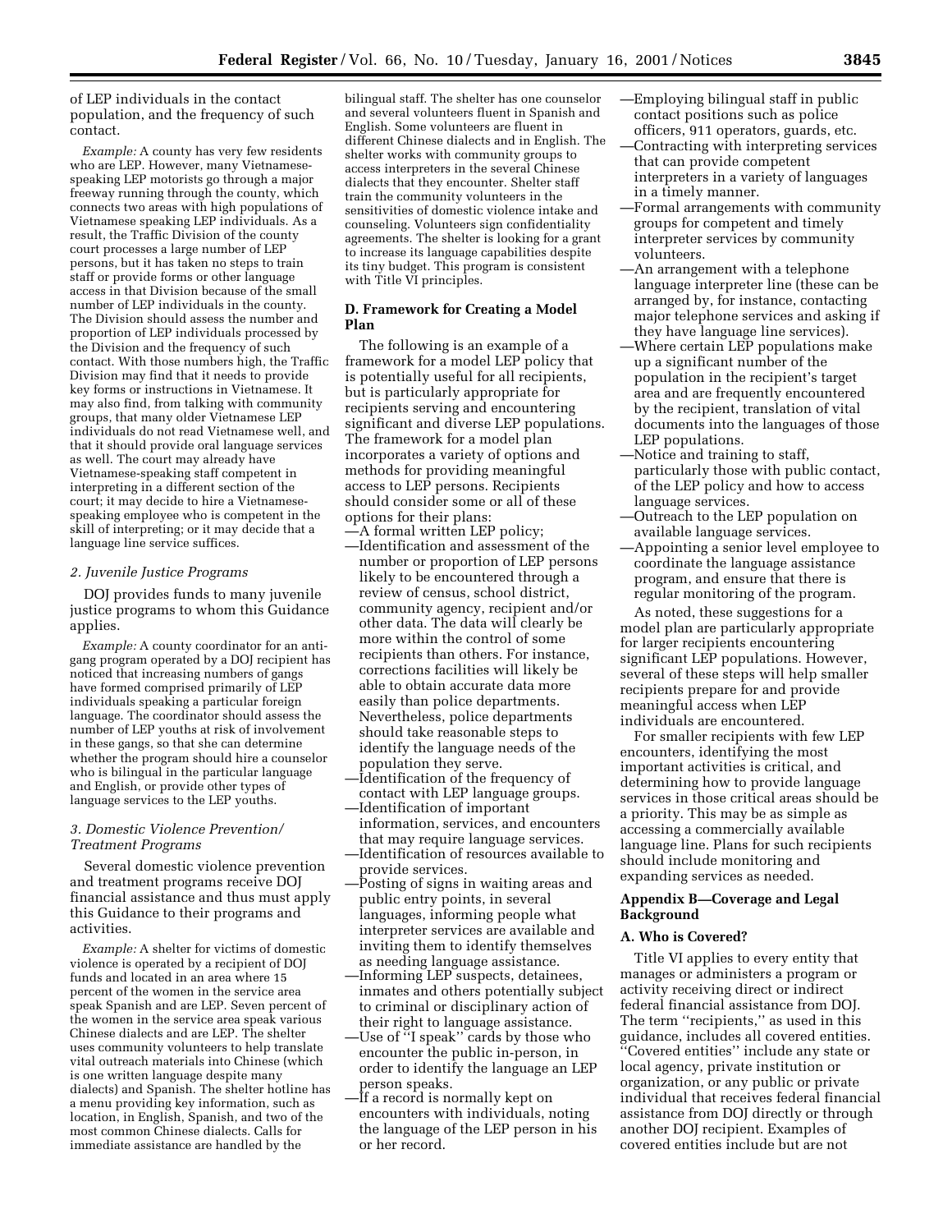of LEP individuals in the contact population, and the frequency of such contact.

*Example:* A county has very few residents who are LEP. However, many Vietnamese-speaking LEP motorists go through a major freeway running through the county, which connects two areas with high populations of Vietnamese speaking LEP individuals. As a result, the Traffic Division of the county court processes a large number of LEP persons, but it has taken no steps to train staff or provide forms or other language access in that Division because of the small number of LEP individuals in the county. The Division should assess the number and proportion of LEP individuals processed by the Division and the frequency of such contact. With those numbers high, the Traffic Division may find that it needs to provide key forms or instructions in Vietnamese. It may also find, from talking with community groups, that many older Vietnamese LEP individuals do not read Vietnamese well, and that it should provide oral language services as well. The court may already have Vietnamese-speaking staff competent in interpreting in a different section of the court; it may decide to hire a Vietnamese-speaking employee who is competent in the skill of interpreting; or it may decide that a language line service suffices.

### *2. Juvenile Justice Programs*

DOJ provides funds to many juvenile justice programs to whom this Guidance applies.

*Example:* A county coordinator for an anti-gang program operated by a DOJ recipient has noticed that increasing numbers of gangs have formed comprised primarily of LEP individuals speaking a particular foreign language. The coordinator should assess the number of LEP youths at risk of involvement in these gangs, so that she can determine whether the program should hire a counselor who is bilingual in the particular language and English, or provide other types of language services to the LEP youths.

### *3. Domestic Violence Prevention/Treatment Programs*

Several domestic violence prevention and treatment programs receive DOJ financial assistance and thus must apply this Guidance to their programs and activities.

*Example:* A shelter for victims of domestic violence is operated by a recipient of DOJ funds and located in an area where 15 percent of the women in the service area speak Spanish and are LEP. Seven percent of the women in the service area speak various Chinese dialects and are LEP. The shelter uses community volunteers to help translate vital outreach materials into Chinese (which is one written language despite many dialects) and Spanish. The shelter hotline has a menu providing key information, such as location, in English, Spanish, and two of the most common Chinese dialects. Calls for immediate assistance are handled by the bilingual staff. The shelter has one counselor and several volunteers fluent in Spanish and English. Some volunteers are fluent in different Chinese dialects and in English. The shelter works with community groups to access interpreters in the several Chinese dialects that they encounter. Shelter staff train the community volunteers in the sensitivities of domestic violence intake and counseling. Volunteers sign confidentiality agreements. The shelter is looking for a grant to increase its language capabilities despite its tiny budget. This program is consistent with Title VI principles.

## D. Framework for Creating a Model Plan

The following is an example of a framework for a model LEP policy that is potentially useful for all recipients, but is particularly appropriate for recipients serving and encountering significant and diverse LEP populations. The framework for a model plan incorporates a variety of options and methods for providing meaningful access to LEP persons. Recipients should consider some or all of these options for their plans:

—A formal written LEP policy;
—Identification and assessment of the number or proportion of LEP persons likely to be encountered through a review of census, school district, community agency, recipient and/or other data. The data will clearly be more within the control of some recipients than others. For instance, corrections facilities will likely be able to obtain accurate data more easily than police departments. Nevertheless, police departments should take reasonable steps to identify the language needs of the population they serve.
—Identification of the frequency of contact with LEP language groups.
—Identification of important information, services, and encounters that may require language services.
—Identification of resources available to provide services.
—Posting of signs in waiting areas and public entry points, in several languages, informing people what interpreter services are available and inviting them to identify themselves as needing language assistance.
—Informing LEP suspects, detainees, inmates and others potentially subject to criminal or disciplinary action of their right to language assistance.
—Use of ''I speak'' cards by those who encounter the public in-person, in order to identify the language an LEP person speaks.
—If a record is normally kept on encounters with individuals, noting the language of the LEP person in his or her record.
—Employing bilingual staff in public contact positions such as police officers, 911 operators, guards, etc.
—Contracting with interpreting services that can provide competent interpreters in a variety of languages in a timely manner.
—Formal arrangements with community groups for competent and timely interpreter services by community volunteers.
—An arrangement with a telephone language interpreter line (these can be arranged by, for instance, contacting major telephone services and asking if they have language line services).
—Where certain LEP populations make up a significant number of the population in the recipient's target area and are frequently encountered by the recipient, translation of vital documents into the languages of those LEP populations.
—Notice and training to staff, particularly those with public contact, of the LEP policy and how to access language services.
—Outreach to the LEP population on available language services.
—Appointing a senior level employee to coordinate the language assistance program, and ensure that there is regular monitoring of the program.

As noted, these suggestions for a model plan are particularly appropriate for larger recipients encountering significant LEP populations. However, several of these steps will help smaller recipients prepare for and provide meaningful access when LEP individuals are encountered.

For smaller recipients with few LEP encounters, identifying the most important activities is critical, and determining how to provide language services in those critical areas should be a priority. This may be as simple as accessing a commercially available language line. Plans for such recipients should include monitoring and expanding services as needed.

## Appendix B—Coverage and Legal Background

### A. Who is Covered?

Title VI applies to every entity that manages or administers a program or activity receiving direct or indirect federal financial assistance from DOJ. The term ''recipients,'' as used in this guidance, includes all covered entities. ''Covered entities'' include any state or local agency, private institution or organization, or any public or private individual that receives federal financial assistance from DOJ directly or through another DOJ recipient. Examples of covered entities include but are not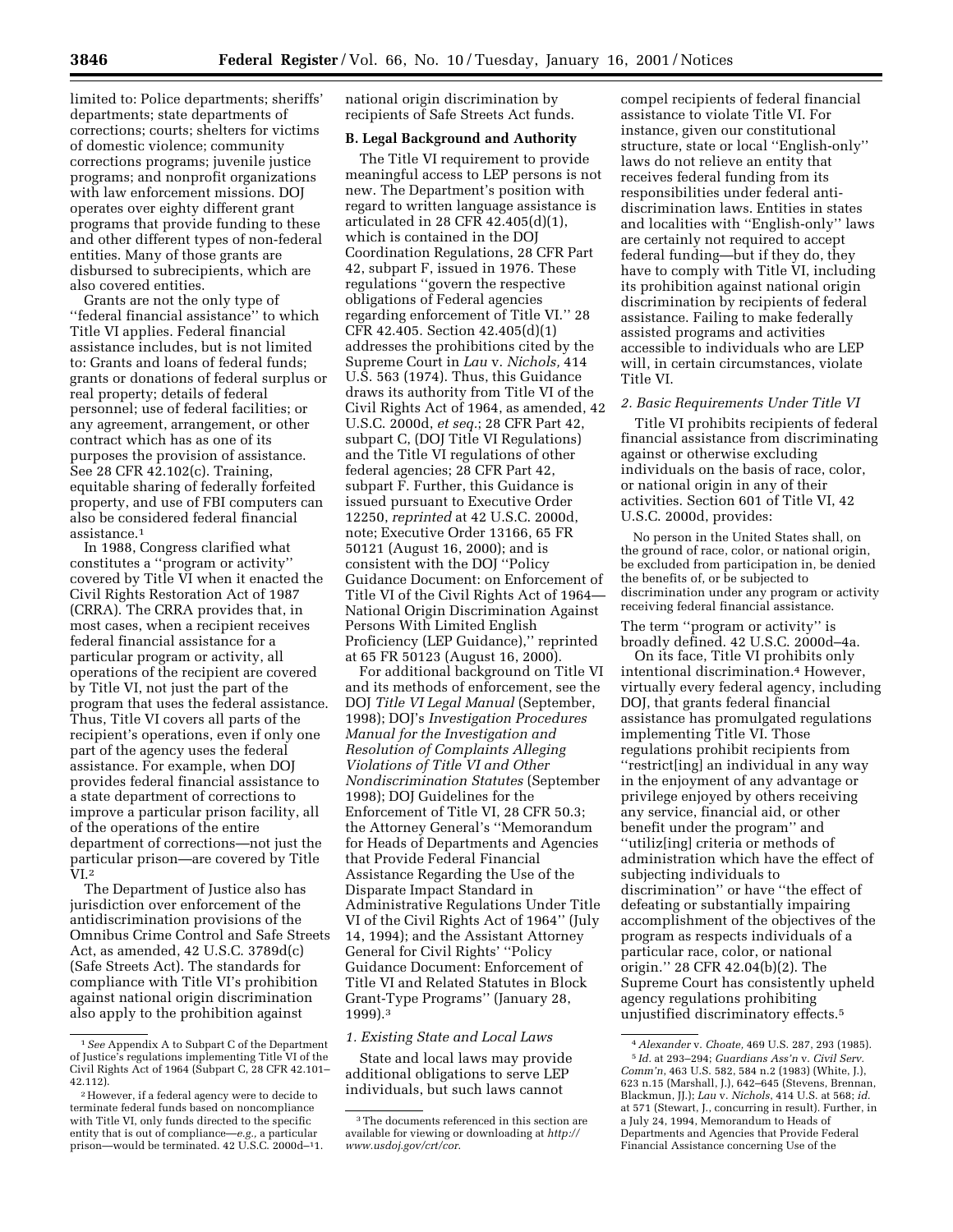limited to: Police departments; sheriffs' departments; state departments of corrections; courts; shelters for victims of domestic violence; community corrections programs; juvenile justice programs; and nonprofit organizations with law enforcement missions. DOJ operates over eighty different grant programs that provide funding to these and other different types of non-federal entities. Many of those grants are disbursed to subrecipients, which are also covered entities.

Grants are not the only type of "federal financial assistance" to which Title VI applies. Federal financial assistance includes, but is not limited to: Grants and loans of federal funds; grants or donations of federal surplus or real property; details of federal personnel; use of federal facilities; or any agreement, arrangement, or other contract which has as one of its purposes the provision of assistance. See 28 CFR 42.102(c). Training, equitable sharing of federally forfeited property, and use of FBI computers can also be considered federal financial assistance.[1]

In 1988, Congress clarified what constitutes a "program or activity" covered by Title VI when it enacted the Civil Rights Restoration Act of 1987 (CRRA). The CRRA provides that, in most cases, when a recipient receives federal financial assistance for a particular program or activity, all operations of the recipient are covered by Title VI, not just the part of the program that uses the federal assistance. Thus, Title VI covers all parts of the recipient's operations, even if only one part of the agency uses the federal assistance. For example, when DOJ provides federal financial assistance to a state department of corrections to improve a particular prison facility, all of the operations of the entire department of corrections—not just the particular prison—are covered by Title VI.[2]

The Department of Justice also has jurisdiction over enforcement of the antidiscrimination provisions of the Omnibus Crime Control and Safe Streets Act, as amended, 42 U.S.C. 3789d(c) (Safe Streets Act). The standards for compliance with Title VI's prohibition against national origin discrimination also apply to the prohibition against national origin discrimination by recipients of Safe Streets Act funds.

## B. Legal Background and Authority

The Title VI requirement to provide meaningful access to LEP persons is not new. The Department's position with regard to written language assistance is articulated in 28 CFR 42.405(d)(1), which is contained in the DOJ Coordination Regulations, 28 CFR Part 42, subpart F, issued in 1976. These regulations "govern the respective obligations of Federal agencies regarding enforcement of Title VI." 28 CFR 42.405. Section 42.405(d)(1) addresses the prohibitions cited by the Supreme Court in *Lau* v. *Nichols,* 414 U.S. 563 (1974). Thus, this Guidance draws its authority from Title VI of the Civil Rights Act of 1964, as amended, 42 U.S.C. 2000d, *et seq.*; 28 CFR Part 42, subpart C, (DOJ Title VI Regulations) and the Title VI regulations of other federal agencies; 28 CFR Part 42, subpart F. Further, this Guidance is issued pursuant to Executive Order 12250, *reprinted* at 42 U.S.C. 2000d, note; Executive Order 13166, 65 FR 50121 (August 16, 2000); and is consistent with the DOJ "Policy Guidance Document: on Enforcement of Title VI of the Civil Rights Act of 1964—National Origin Discrimination Against Persons With Limited English Proficiency (LEP Guidance)," reprinted at 65 FR 50123 (August 16, 2000).

For additional background on Title VI and its methods of enforcement, see the DOJ *Title VI Legal Manual* (September, 1998); DOJ's *Investigation Procedures Manual for the Investigation and Resolution of Complaints Alleging Violations of Title VI and Other Nondiscrimination Statutes* (September 1998); DOJ Guidelines for the Enforcement of Title VI, 28 CFR 50.3; the Attorney General's "Memorandum for Heads of Departments and Agencies that Provide Federal Financial Assistance Regarding the Use of the Disparate Impact Standard in Administrative Regulations Under Title VI of the Civil Rights Act of 1964" (July 14, 1994); and the Assistant Attorney General for Civil Rights' "Policy Guidance Document: Enforcement of Title VI and Related Statutes in Block Grant-Type Programs" (January 28, 1999).[3]

### *1. Existing State and Local Laws*

State and local laws may provide additional obligations to serve LEP individuals, but such laws cannot compel recipients of federal financial assistance to violate Title VI. For instance, given our constitutional structure, state or local "English-only" laws do not relieve an entity that receives federal funding from its responsibilities under federal anti-discrimination laws. Entities in states and localities with "English-only" laws are certainly not required to accept federal funding—but if they do, they have to comply with Title VI, including its prohibition against national origin discrimination by recipients of federal assistance. Failing to make federally assisted programs and activities accessible to individuals who are LEP will, in certain circumstances, violate Title VI.

### *2. Basic Requirements Under Title VI*

Title VI prohibits recipients of federal financial assistance from discriminating against or otherwise excluding individuals on the basis of race, color, or national origin in any of their activities. Section 601 of Title VI, 42 U.S.C. 2000d, provides:

> No person in the United States shall, on the ground of race, color, or national origin, be excluded from participation in, be denied the benefits of, or be subjected to discrimination under any program or activity receiving federal financial assistance.

The term "program or activity" is broadly defined. 42 U.S.C. 2000d–4a.

On its face, Title VI prohibits only intentional discrimination.[4] However, virtually every federal agency, including DOJ, that grants federal financial assistance has promulgated regulations implementing Title VI. Those regulations prohibit recipients from "restrict[ing] an individual in any way in the enjoyment of any advantage or privilege enjoyed by others receiving any service, financial aid, or other benefit under the program" and "utiliz[ing] criteria or methods of administration which have the effect of subjecting individuals to discrimination" or have "the effect of defeating or substantially impairing accomplishment of the objectives of the program as respects individuals of a particular race, color, or national origin." 28 CFR 42.04(b)(2). The Supreme Court has consistently upheld agency regulations prohibiting unjustified discriminatory effects.[5]

---

[1] *See* Appendix A to Subpart C of the Department of Justice's regulations implementing Title VI of the Civil Rights Act of 1964 (Subpart C, 28 CFR 42.101–42.112).

[2] However, if a federal agency were to decide to terminate federal funds based on noncompliance with Title VI, only funds directed to the specific entity that is out of compliance—*e.g.,* a particular prison—would be terminated. 42 U.S.C. 2000d–11.

[3] The documents referenced in this section are available for viewing or downloading at *http://www.usdoj.gov/crt/cor.*

[4] *Alexander* v. *Choate,* 469 U.S. 287, 293 (1985).

[5] *Id.* at 293–294; *Guardians Ass'n* v. *Civil Serv. Comm'n*, 463 U.S. 582, 584 n.2 (1983) (White, J.), 623 n.15 (Marshall, J.), 642–645 (Stevens, Brennan, Blackmun, JJ.); *Lau* v. *Nichols*, 414 U.S. at 568; *id.* at 571 (Stewart, J., concurring in result). Further, in a July 24, 1994, Memorandum to Heads of Departments and Agencies that Provide Federal Financial Assistance concerning Use of the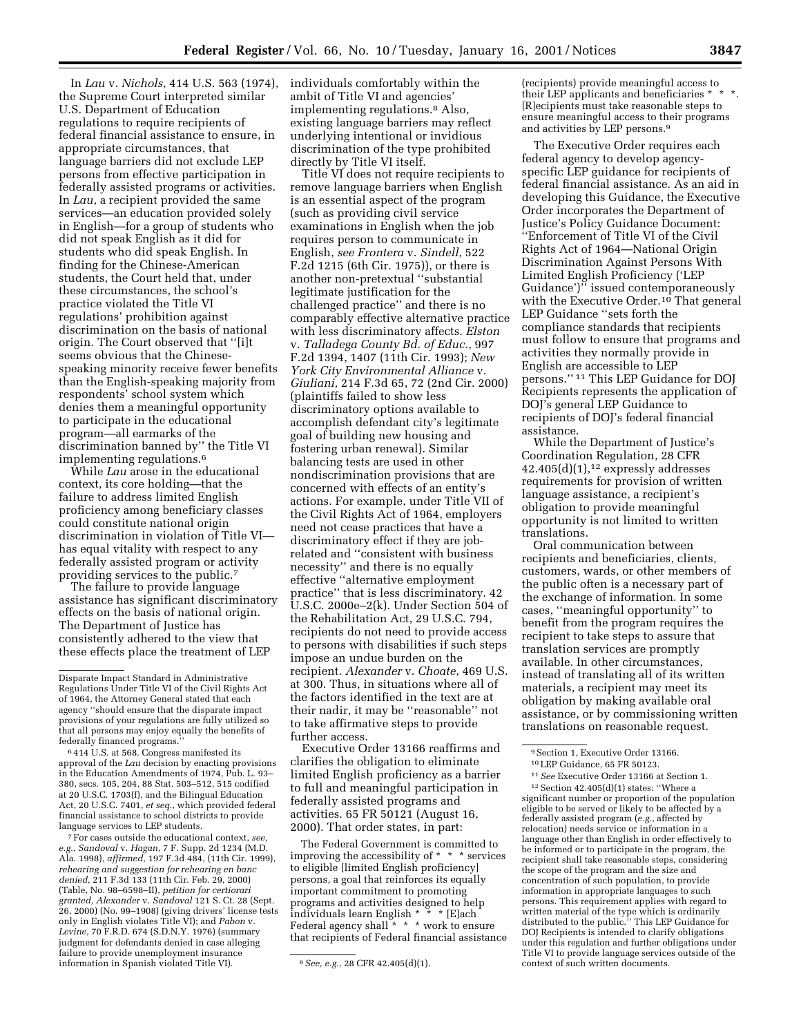In *Lau* v. *Nichols,* 414 U.S. 563 (1974), the Supreme Court interpreted similar U.S. Department of Education regulations to require recipients of federal financial assistance to ensure, in appropriate circumstances, that language barriers did not exclude LEP persons from effective participation in federally assisted programs or activities. In *Lau*, a recipient provided the same services—an education provided solely in English—for a group of students who did not speak English as it did for students who did speak English. In finding for the Chinese-American students, the Court held that, under these circumstances, the school's practice violated the Title VI regulations' prohibition against discrimination on the basis of national origin. The Court observed that ''[i]t seems obvious that the Chinese-speaking minority receive fewer benefits than the English-speaking majority from respondents' school system which denies them a meaningful opportunity to participate in the educational program—all earmarks of the discrimination banned by'' the Title VI implementing regulations.[6]

While *Lau* arose in the educational context, its core holding—that the failure to address limited English proficiency among beneficiary classes could constitute national origin discrimination in violation of Title VI—has equal vitality with respect to any federally assisted program or activity providing services to the public.[7]

The failure to provide language assistance has significant discriminatory effects on the basis of national origin. The Department of Justice has consistently adhered to the view that these effects place the treatment of LEP individuals comfortably within the ambit of Title VI and agencies' implementing regulations.[8] Also, existing language barriers may reflect underlying intentional or invidious discrimination of the type prohibited directly by Title VI itself.

Title VI does not require recipients to remove language barriers when English is an essential aspect of the program (such as providing civil service examinations in English when the job requires person to communicate in English, *see Frontera* v. *Sindell*, 522 F.2d 1215 (6th Cir. 1975)), or there is another non-pretextual ''substantial legitimate justification for the challenged practice'' and there is no comparably effective alternative practice with less discriminatory affects. *Elston* v. *Talladega County Bd. of Educ.*, 997 F.2d 1394, 1407 (11th Cir. 1993); *New York City Environmental Alliance* v. *Giuliani*, 214 F.3d 65, 72 (2nd Cir. 2000) (plaintiffs failed to show less discriminatory options available to accomplish defendant city's legitimate goal of building new housing and fostering urban renewal). Similar balancing tests are used in other nondiscrimination provisions that are concerned with effects of an entity's actions. For example, under Title VII of the Civil Rights Act of 1964, employers need not cease practices that have a discriminatory effect if they are job-related and ''consistent with business necessity'' and there is no equally effective ''alternative employment practice'' that is less discriminatory. 42 U.S.C. 2000e–2(k). Under Section 504 of the Rehabilitation Act, 29 U.S.C. 794, recipients do not need to provide access to persons with disabilities if such steps impose an undue burden on the recipient. *Alexander* v. *Choate*, 469 U.S. at 300. Thus, in situations where all of the factors identified in the text are at their nadir, it may be ''reasonable'' not to take affirmative steps to provide further access.

Executive Order 13166 reaffirms and clarifies the obligation to eliminate limited English proficiency as a barrier to full and meaningful participation in federally assisted programs and activities. 65 FR 50121 (August 16, 2000). That order states, in part:

> The Federal Government is committed to improving the accessibility of * * * services to eligible [limited English proficiency] persons, a goal that reinforces its equally important commitment to promoting programs and activities designed to help individuals learn English * * * [E]ach Federal agency shall * * * work to ensure that recipients of Federal financial assistance (recipients) provide meaningful access to their LEP applicants and beneficiaries * * *. [R]ecipients must take reasonable steps to ensure meaningful access to their programs and activities by LEP persons.[9]

The Executive Order requires each federal agency to develop agency-specific LEP guidance for recipients of federal financial assistance. As an aid in developing this Guidance, the Executive Order incorporates the Department of Justice's Policy Guidance Document: ''Enforcement of Title VI of the Civil Rights Act of 1964—National Origin Discrimination Against Persons With Limited English Proficiency ('LEP Guidance')'' issued contemporaneously with the Executive Order.[10] That general LEP Guidance ''sets forth the compliance standards that recipients must follow to ensure that programs and activities they normally provide in English are accessible to LEP persons.''[11] This LEP Guidance for DOJ Recipients represents the application of DOJ's general LEP Guidance to recipients of DOJ's federal financial assistance.

While the Department of Justice's Coordination Regulation, 28 CFR 42.405(d)(1),[12] expressly addresses requirements for provision of written language assistance, a recipient's obligation to provide meaningful opportunity is not limited to written translations.

Oral communication between recipients and beneficiaries, clients, customers, wards, or other members of the public often is a necessary part of the exchange of information. In some cases, ''meaningful opportunity'' to benefit from the program requires the recipient to take steps to assure that translation services are promptly available. In other circumstances, instead of translating all of its written materials, a recipient may meet its obligation by making available oral assistance, or by commissioning written translations on reasonable request.

---

Disparate Impact Standard in Administrative Regulations Under Title VI of the Civil Rights Act of 1964, the Attorney General stated that each agency ''should ensure that the disparate impact provisions of your regulations are fully utilized so that all persons may enjoy equally the benefits of federally financed programs.''

[6] 414 U.S. at 568. Congress manifested its approval of the *Lau* decision by enacting provisions in the Education Amendments of 1974, Pub. L. 93–380, secs. 105, 204, 88 Stat. 503–512, 515 codified at 20 U.S.C. 1703(f), and the Bilingual Education Act, 20 U.S.C. 7401, *et seq.*, which provided federal financial assistance to school districts to provide language services to LEP students.

[7] For cases outside the educational context, *see, e.g., Sandoval* v. *Hagan,* 7 F. Supp. 2d 1234 (M.D. Ala. 1998), *affirmed*, 197 F.3d 484, (11th Cir. 1999), *rehearing and suggestion for rehearing en banc denied*, 211 F.3d 133 (11th Cir. Feb. 29, 2000) (Table, No. 98–6598–II), *petition for certiorari granted, Alexander* v. *Sandoval* 121 S. Ct. 28 (Sept. 26, 2000) (No. 99–1908) (giving drivers' license tests only in English violates Title VI); and *Pabon* v. *Levine*, 70 F.R.D. 674 (S.D.N.Y. 1976) (summary judgment for defendants denied in case alleging failure to provide unemployment insurance information in Spanish violated Title VI).

[8] *See, e.g.*, 28 CFR 42.405(d)(1).

[9] Section 1, Executive Order 13166.

[10] LEP Guidance, 65 FR 50123.

[11] *See* Executive Order 13166 at Section 1.

[12] Section 42.405(d)(1) states: ''Where a significant number or proportion of the population eligible to be served or likely to be affected by a federally assisted program (*e.g.*, affected by relocation) needs service or information in a language other than English in order effectively to be informed or to participate in the program, the recipient shall take reasonable steps, considering the scope of the program and the size and concentration of such population, to provide information in appropriate languages to such persons. This requirement applies with regard to written material of the type which is ordinarily distributed to the public.'' This LEP Guidance for DOJ Recipients is intended to clarify obligations under this regulation and further obligations under Title VI to provide language services outside of the context of such written documents.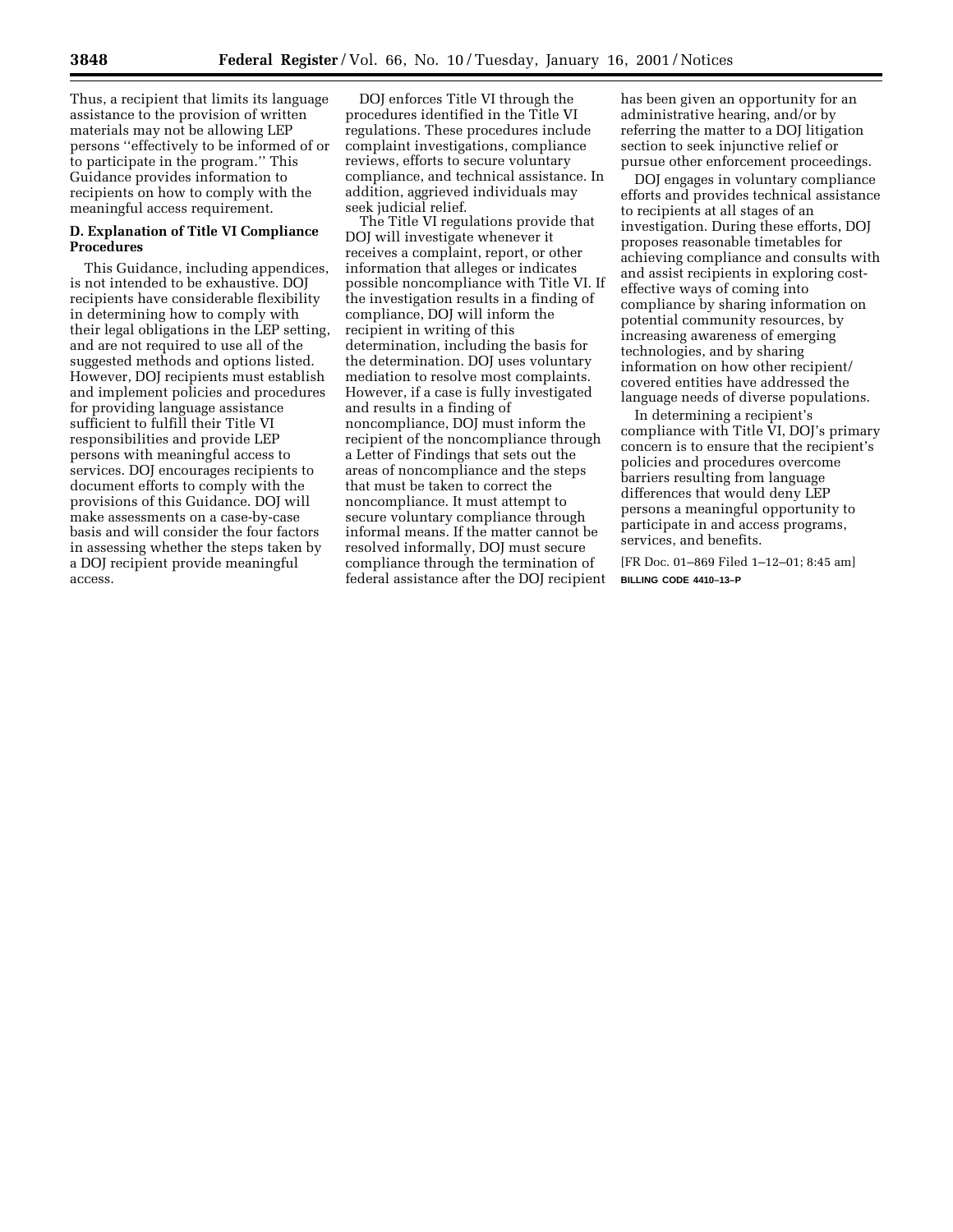Thus, a recipient that limits its language assistance to the provision of written materials may not be allowing LEP persons ''effectively to be informed of or to participate in the program.'' This Guidance provides information to recipients on how to comply with the meaningful access requirement.

**D. Explanation of Title VI Compliance Procedures**

This Guidance, including appendices, is not intended to be exhaustive. DOJ recipients have considerable flexibility in determining how to comply with their legal obligations in the LEP setting, and are not required to use all of the suggested methods and options listed. However, DOJ recipients must establish and implement policies and procedures for providing language assistance sufficient to fulfill their Title VI responsibilities and provide LEP persons with meaningful access to services. DOJ encourages recipients to document efforts to comply with the provisions of this Guidance. DOJ will make assessments on a case-by-case basis and will consider the four factors in assessing whether the steps taken by a DOJ recipient provide meaningful access.

DOJ enforces Title VI through the procedures identified in the Title VI regulations. These procedures include complaint investigations, compliance reviews, efforts to secure voluntary compliance, and technical assistance. In addition, aggrieved individuals may seek judicial relief.

The Title VI regulations provide that DOJ will investigate whenever it receives a complaint, report, or other information that alleges or indicates possible noncompliance with Title VI. If the investigation results in a finding of compliance, DOJ will inform the recipient in writing of this determination, including the basis for the determination. DOJ uses voluntary mediation to resolve most complaints. However, if a case is fully investigated and results in a finding of noncompliance, DOJ must inform the recipient of the noncompliance through a Letter of Findings that sets out the areas of noncompliance and the steps that must be taken to correct the noncompliance. It must attempt to secure voluntary compliance through informal means. If the matter cannot be resolved informally, DOJ must secure compliance through the termination of federal assistance after the DOJ recipient has been given an opportunity for an administrative hearing, and/or by referring the matter to a DOJ litigation section to seek injunctive relief or pursue other enforcement proceedings.

DOJ engages in voluntary compliance efforts and provides technical assistance to recipients at all stages of an investigation. During these efforts, DOJ proposes reasonable timetables for achieving compliance and consults with and assist recipients in exploring cost-effective ways of coming into compliance by sharing information on potential community resources, by increasing awareness of emerging technologies, and by sharing information on how other recipient/covered entities have addressed the language needs of diverse populations.

In determining a recipient's compliance with Title VI, DOJ's primary concern is to ensure that the recipient's policies and procedures overcome barriers resulting from language differences that would deny LEP persons a meaningful opportunity to participate in and access programs, services, and benefits.

[FR Doc. 01–869 Filed 1–12–01; 8:45 am]

**BILLING CODE 4410–13–P**